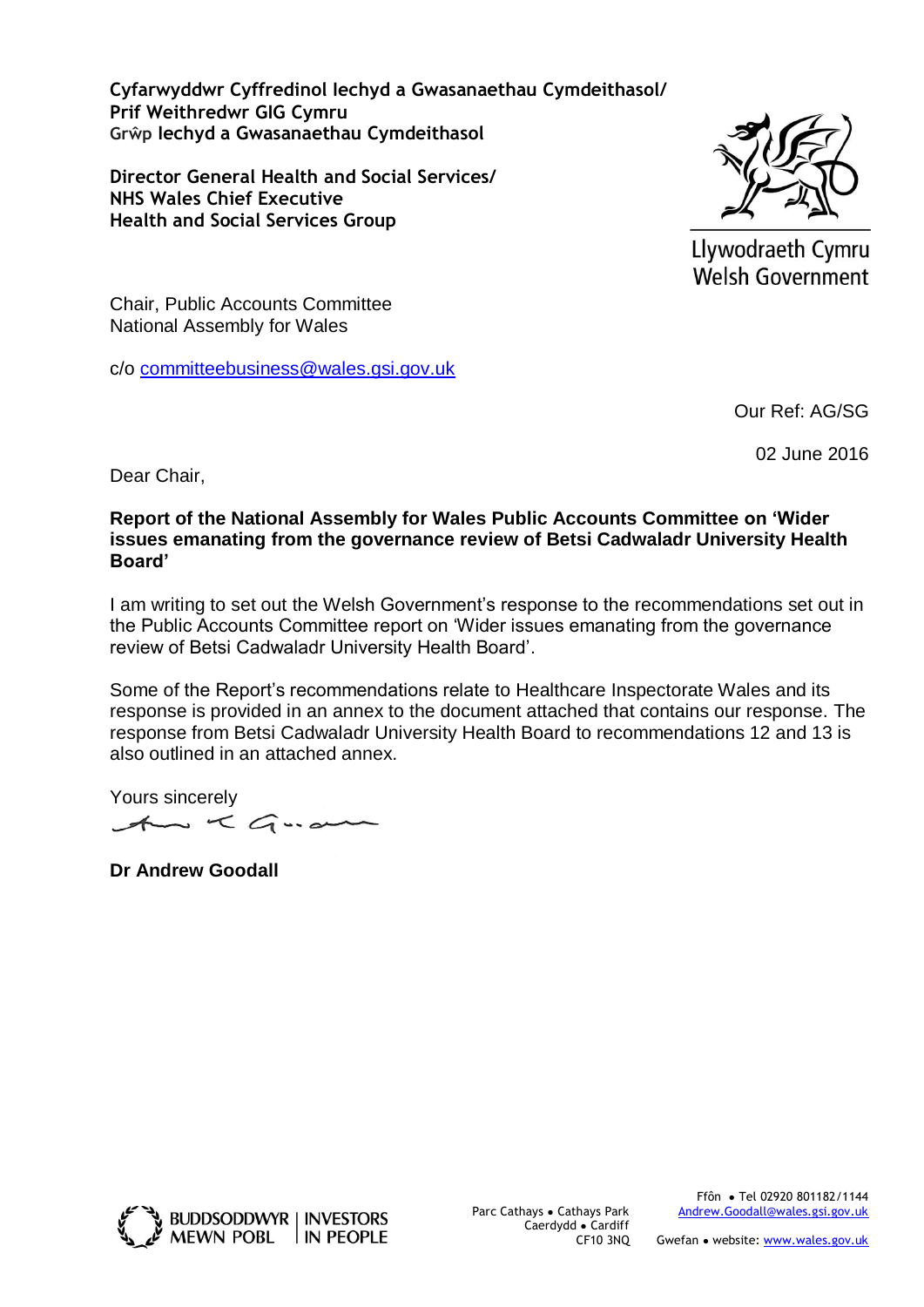**Cyfarwyddwr Cyffredinol Iechyd a Gwasanaethau Cymdeithasol/**
**Prif Weithredwr GIG Cymru**
**Grŵp Iechyd a Gwasanaethau Cymdeithasol**

**Director General Health and Social Services/**
**NHS Wales Chief Executive**
**Health and Social Services Group**

Llywodraeth Cymru
Welsh Government

Chair, Public Accounts Committee
National Assembly for Wales

c/o committeebusiness@wales.gsi.gov.uk

Our Ref: AG/SG

02 June 2016

Dear Chair,

**Report of the National Assembly for Wales Public Accounts Committee on 'Wider issues emanating from the governance review of Betsi Cadwaladr University Health Board'**

I am writing to set out the Welsh Government's response to the recommendations set out in the Public Accounts Committee report on 'Wider issues emanating from the governance review of Betsi Cadwaladr University Health Board'.

Some of the Report's recommendations relate to Healthcare Inspectorate Wales and its response is provided in an annex to the document attached that contains our response. The response from Betsi Cadwaladr University Health Board to recommendations 12 and 13 is also outlined in an attached annex.

Yours sincerely

**Dr Andrew Goodall**

BUDDSODDWYR MEWN POBL | INVESTORS IN PEOPLE

Parc Cathays ● Cathays Park
Caerdydd ● Cardiff
CF10 3NQ

Ffôn ● Tel 02920 801182/1144
Andrew.Goodall@wales.gsi.gov.uk
Gwefan ● website: www.wales.gov.uk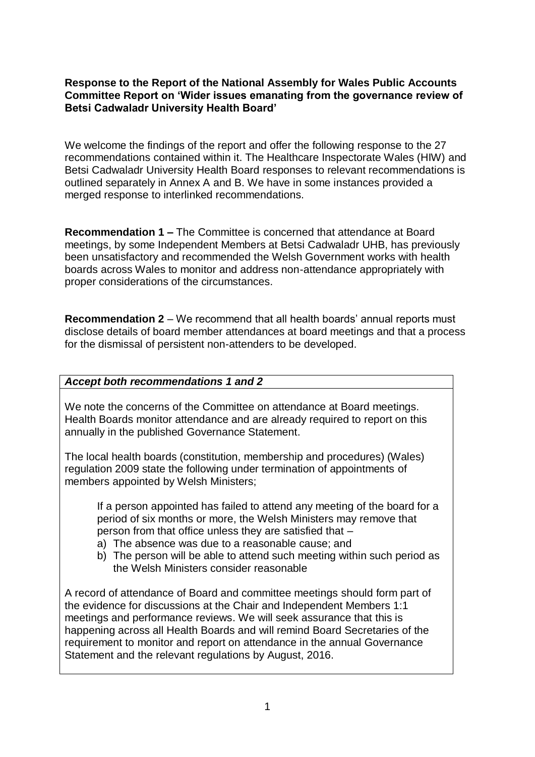**Response to the Report of the National Assembly for Wales Public Accounts Committee Report on 'Wider issues emanating from the governance review of Betsi Cadwaladr University Health Board'**

We welcome the findings of the report and offer the following response to the 27 recommendations contained within it. The Healthcare Inspectorate Wales (HIW) and Betsi Cadwaladr University Health Board responses to relevant recommendations is outlined separately in Annex A and B. We have in some instances provided a merged response to interlinked recommendations.

**Recommendation 1 –** The Committee is concerned that attendance at Board meetings, by some Independent Members at Betsi Cadwaladr UHB, has previously been unsatisfactory and recommended the Welsh Government works with health boards across Wales to monitor and address non-attendance appropriately with proper considerations of the circumstances.

**Recommendation 2** – We recommend that all health boards' annual reports must disclose details of board member attendances at board meetings and that a process for the dismissal of persistent non-attenders to be developed.

***Accept both recommendations 1 and 2***

We note the concerns of the Committee on attendance at Board meetings. Health Boards monitor attendance and are already required to report on this annually in the published Governance Statement.

The local health boards (constitution, membership and procedures) (Wales) regulation 2009 state the following under termination of appointments of members appointed by Welsh Ministers;

> If a person appointed has failed to attend any meeting of the board for a period of six months or more, the Welsh Ministers may remove that person from that office unless they are satisfied that –
>
> a) The absence was due to a reasonable cause; and
> b) The person will be able to attend such meeting within such period as the Welsh Ministers consider reasonable

A record of attendance of Board and committee meetings should form part of the evidence for discussions at the Chair and Independent Members 1:1 meetings and performance reviews. We will seek assurance that this is happening across all Health Boards and will remind Board Secretaries of the requirement to monitor and report on attendance in the annual Governance Statement and the relevant regulations by August, 2016.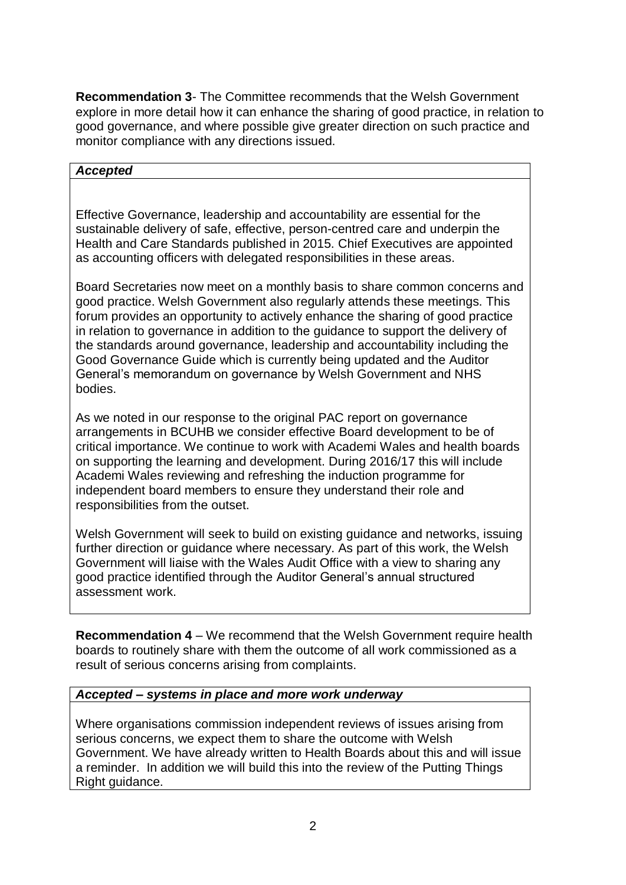**Recommendation 3**- The Committee recommends that the Welsh Government explore in more detail how it can enhance the sharing of good practice, in relation to good governance, and where possible give greater direction on such practice and monitor compliance with any directions issued.

***Accepted***

Effective Governance, leadership and accountability are essential for the sustainable delivery of safe, effective, person-centred care and underpin the Health and Care Standards published in 2015. Chief Executives are appointed as accounting officers with delegated responsibilities in these areas.

Board Secretaries now meet on a monthly basis to share common concerns and good practice. Welsh Government also regularly attends these meetings. This forum provides an opportunity to actively enhance the sharing of good practice in relation to governance in addition to the guidance to support the delivery of the standards around governance, leadership and accountability including the Good Governance Guide which is currently being updated and the Auditor General's memorandum on governance by Welsh Government and NHS bodies.

As we noted in our response to the original PAC report on governance arrangements in BCUHB we consider effective Board development to be of critical importance. We continue to work with Academi Wales and health boards on supporting the learning and development. During 2016/17 this will include Academi Wales reviewing and refreshing the induction programme for independent board members to ensure they understand their role and responsibilities from the outset.

Welsh Government will seek to build on existing guidance and networks, issuing further direction or guidance where necessary. As part of this work, the Welsh Government will liaise with the Wales Audit Office with a view to sharing any good practice identified through the Auditor General's annual structured assessment work.

**Recommendation 4** – We recommend that the Welsh Government require health boards to routinely share with them the outcome of all work commissioned as a result of serious concerns arising from complaints.

***Accepted – systems in place and more work underway***

Where organisations commission independent reviews of issues arising from serious concerns, we expect them to share the outcome with Welsh Government. We have already written to Health Boards about this and will issue a reminder. In addition we will build this into the review of the Putting Things Right guidance.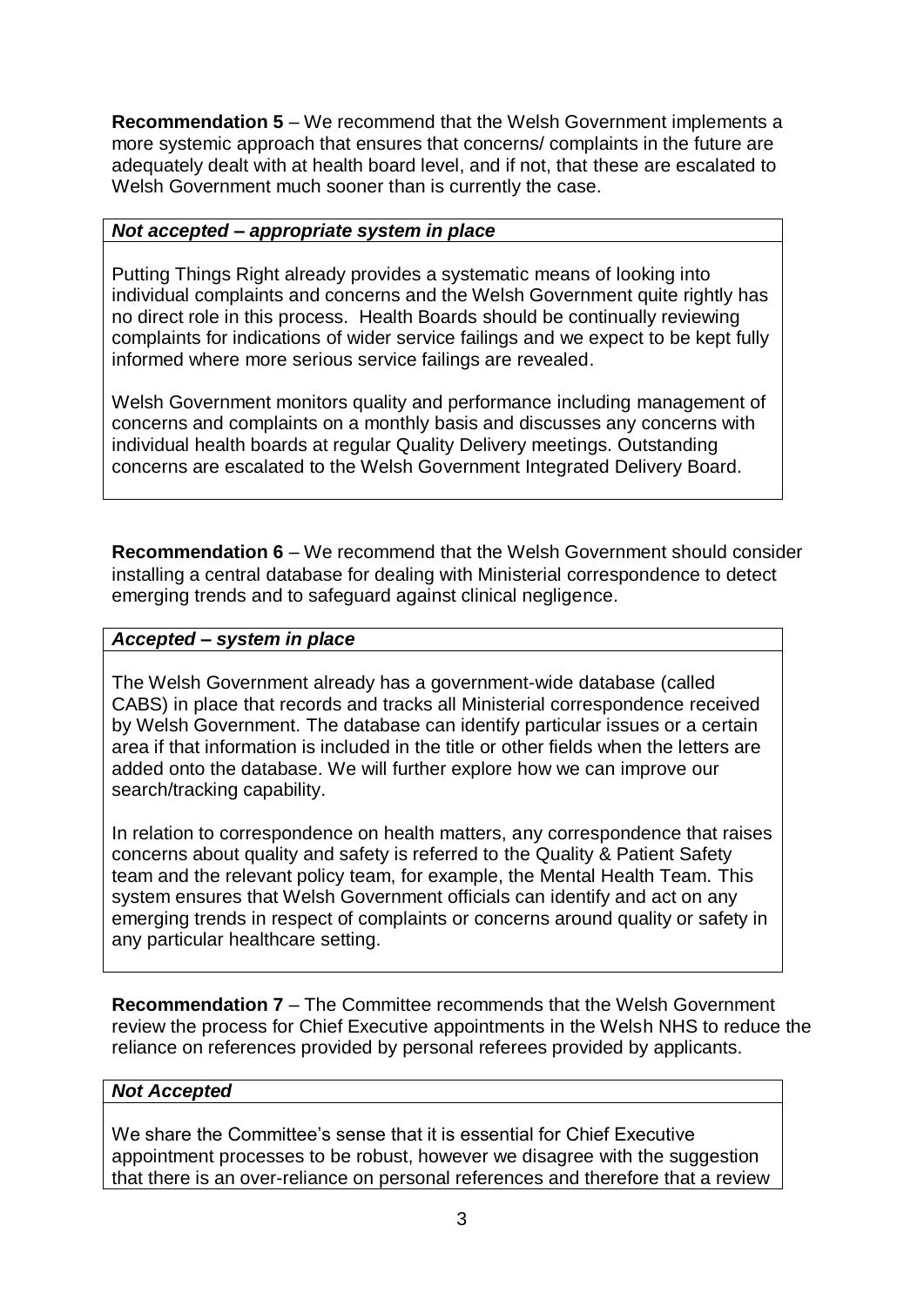**Recommendation 5** – We recommend that the Welsh Government implements a more systemic approach that ensures that concerns/ complaints in the future are adequately dealt with at health board level, and if not, that these are escalated to Welsh Government much sooner than is currently the case.

***Not accepted – appropriate system in place***

Putting Things Right already provides a systematic means of looking into individual complaints and concerns and the Welsh Government quite rightly has no direct role in this process. Health Boards should be continually reviewing complaints for indications of wider service failings and we expect to be kept fully informed where more serious service failings are revealed.

Welsh Government monitors quality and performance including management of concerns and complaints on a monthly basis and discusses any concerns with individual health boards at regular Quality Delivery meetings. Outstanding concerns are escalated to the Welsh Government Integrated Delivery Board.

**Recommendation 6** – We recommend that the Welsh Government should consider installing a central database for dealing with Ministerial correspondence to detect emerging trends and to safeguard against clinical negligence.

***Accepted – system in place***

The Welsh Government already has a government-wide database (called CABS) in place that records and tracks all Ministerial correspondence received by Welsh Government. The database can identify particular issues or a certain area if that information is included in the title or other fields when the letters are added onto the database. We will further explore how we can improve our search/tracking capability.

In relation to correspondence on health matters, any correspondence that raises concerns about quality and safety is referred to the Quality & Patient Safety team and the relevant policy team, for example, the Mental Health Team. This system ensures that Welsh Government officials can identify and act on any emerging trends in respect of complaints or concerns around quality or safety in any particular healthcare setting.

**Recommendation 7** – The Committee recommends that the Welsh Government review the process for Chief Executive appointments in the Welsh NHS to reduce the reliance on references provided by personal referees provided by applicants.

***Not Accepted***

We share the Committee's sense that it is essential for Chief Executive appointment processes to be robust, however we disagree with the suggestion that there is an over-reliance on personal references and therefore that a review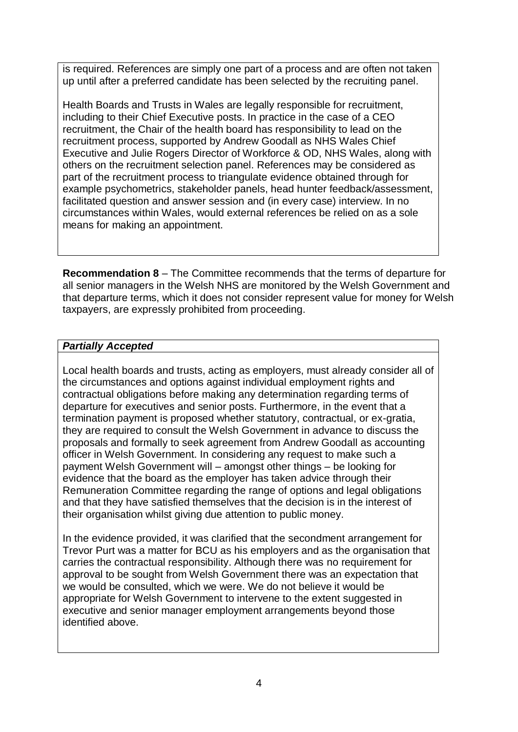is required. References are simply one part of a process and are often not taken up until after a preferred candidate has been selected by the recruiting panel.

Health Boards and Trusts in Wales are legally responsible for recruitment, including to their Chief Executive posts. In practice in the case of a CEO recruitment, the Chair of the health board has responsibility to lead on the recruitment process, supported by Andrew Goodall as NHS Wales Chief Executive and Julie Rogers Director of Workforce & OD, NHS Wales, along with others on the recruitment selection panel. References may be considered as part of the recruitment process to triangulate evidence obtained through for example psychometrics, stakeholder panels, head hunter feedback/assessment, facilitated question and answer session and (in every case) interview. In no circumstances within Wales, would external references be relied on as a sole means for making an appointment.

**Recommendation 8** – The Committee recommends that the terms of departure for all senior managers in the Welsh NHS are monitored by the Welsh Government and that departure terms, which it does not consider represent value for money for Welsh taxpayers, are expressly prohibited from proceeding.

***Partially Accepted***

Local health boards and trusts, acting as employers, must already consider all of the circumstances and options against individual employment rights and contractual obligations before making any determination regarding terms of departure for executives and senior posts. Furthermore, in the event that a termination payment is proposed whether statutory, contractual, or ex-gratia, they are required to consult the Welsh Government in advance to discuss the proposals and formally to seek agreement from Andrew Goodall as accounting officer in Welsh Government. In considering any request to make such a payment Welsh Government will – amongst other things – be looking for evidence that the board as the employer has taken advice through their Remuneration Committee regarding the range of options and legal obligations and that they have satisfied themselves that the decision is in the interest of their organisation whilst giving due attention to public money.

In the evidence provided, it was clarified that the secondment arrangement for Trevor Purt was a matter for BCU as his employers and as the organisation that carries the contractual responsibility. Although there was no requirement for approval to be sought from Welsh Government there was an expectation that we would be consulted, which we were. We do not believe it would be appropriate for Welsh Government to intervene to the extent suggested in executive and senior manager employment arrangements beyond those identified above.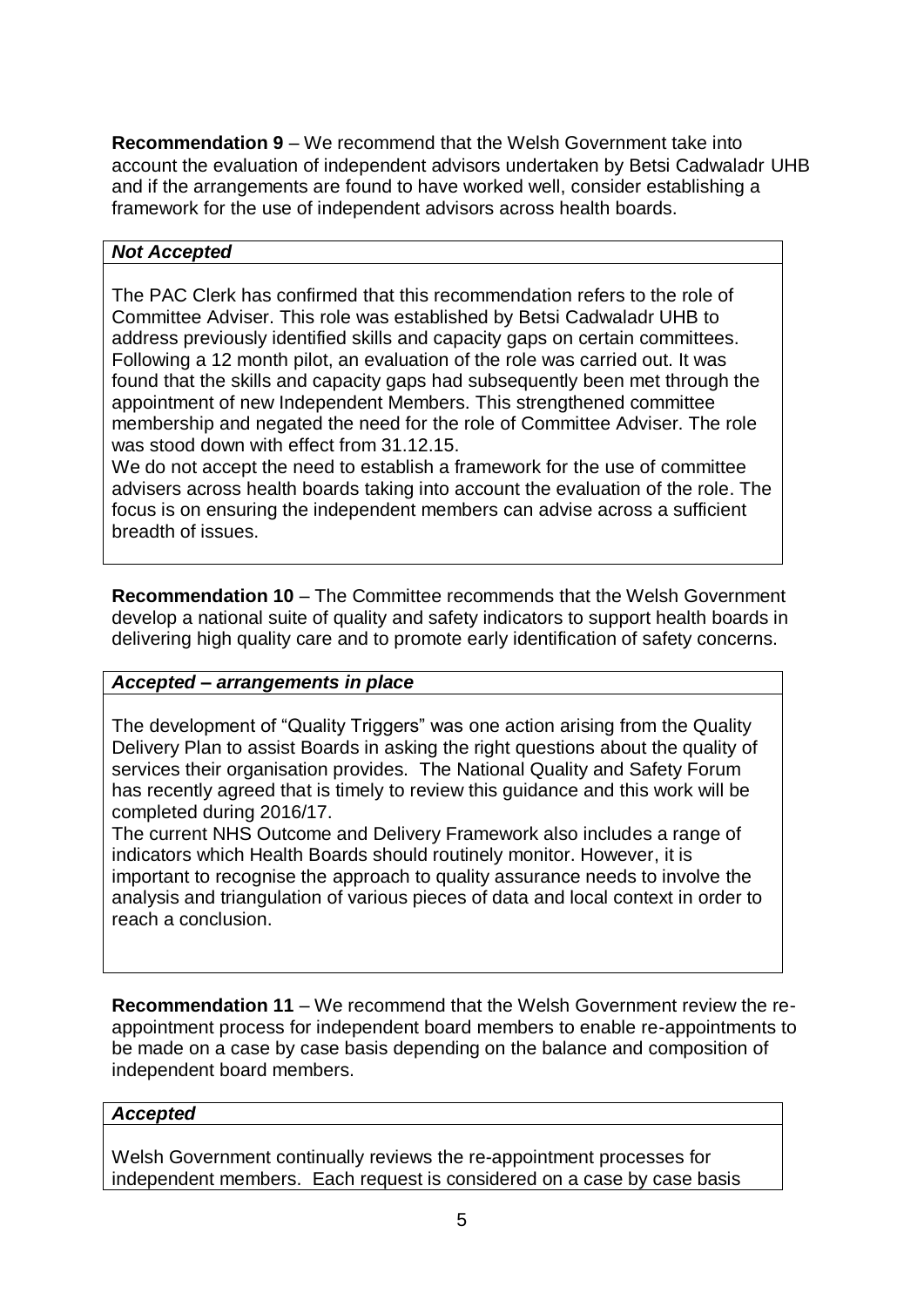**Recommendation 9** – We recommend that the Welsh Government take into account the evaluation of independent advisors undertaken by Betsi Cadwaladr UHB and if the arrangements are found to have worked well, consider establishing a framework for the use of independent advisors across health boards.

***Not Accepted***

The PAC Clerk has confirmed that this recommendation refers to the role of Committee Adviser. This role was established by Betsi Cadwaladr UHB to address previously identified skills and capacity gaps on certain committees. Following a 12 month pilot, an evaluation of the role was carried out. It was found that the skills and capacity gaps had subsequently been met through the appointment of new Independent Members. This strengthened committee membership and negated the need for the role of Committee Adviser. The role was stood down with effect from 31.12.15.

We do not accept the need to establish a framework for the use of committee advisers across health boards taking into account the evaluation of the role. The focus is on ensuring the independent members can advise across a sufficient breadth of issues.

**Recommendation 10** – The Committee recommends that the Welsh Government develop a national suite of quality and safety indicators to support health boards in delivering high quality care and to promote early identification of safety concerns.

***Accepted – arrangements in place***

The development of "Quality Triggers" was one action arising from the Quality Delivery Plan to assist Boards in asking the right questions about the quality of services their organisation provides. The National Quality and Safety Forum has recently agreed that is timely to review this guidance and this work will be completed during 2016/17.

The current NHS Outcome and Delivery Framework also includes a range of indicators which Health Boards should routinely monitor. However, it is important to recognise the approach to quality assurance needs to involve the analysis and triangulation of various pieces of data and local context in order to reach a conclusion.

**Recommendation 11** – We recommend that the Welsh Government review the re-appointment process for independent board members to enable re-appointments to be made on a case by case basis depending on the balance and composition of independent board members.

***Accepted***

Welsh Government continually reviews the re-appointment processes for independent members. Each request is considered on a case by case basis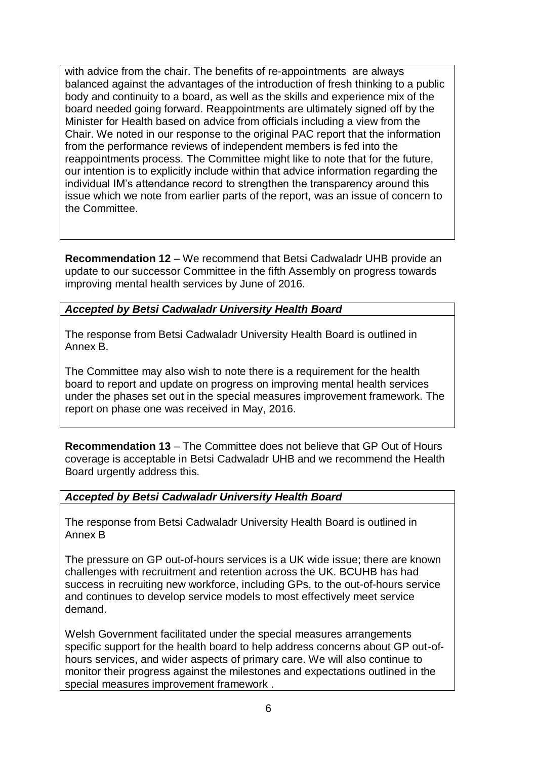with advice from the chair. The benefits of re-appointments are always balanced against the advantages of the introduction of fresh thinking to a public body and continuity to a board, as well as the skills and experience mix of the board needed going forward. Reappointments are ultimately signed off by the Minister for Health based on advice from officials including a view from the Chair. We noted in our response to the original PAC report that the information from the performance reviews of independent members is fed into the reappointments process. The Committee might like to note that for the future, our intention is to explicitly include within that advice information regarding the individual IM's attendance record to strengthen the transparency around this issue which we note from earlier parts of the report, was an issue of concern to the Committee.

**Recommendation 12** – We recommend that Betsi Cadwaladr UHB provide an update to our successor Committee in the fifth Assembly on progress towards improving mental health services by June of 2016.

***Accepted by Betsi Cadwaladr University Health Board***

The response from Betsi Cadwaladr University Health Board is outlined in Annex B.

The Committee may also wish to note there is a requirement for the health board to report and update on progress on improving mental health services under the phases set out in the special measures improvement framework. The report on phase one was received in May, 2016.

**Recommendation 13** – The Committee does not believe that GP Out of Hours coverage is acceptable in Betsi Cadwaladr UHB and we recommend the Health Board urgently address this.

***Accepted by Betsi Cadwaladr University Health Board***

The response from Betsi Cadwaladr University Health Board is outlined in Annex B

The pressure on GP out-of-hours services is a UK wide issue; there are known challenges with recruitment and retention across the UK. BCUHB has had success in recruiting new workforce, including GPs, to the out-of-hours service and continues to develop service models to most effectively meet service demand.

Welsh Government facilitated under the special measures arrangements specific support for the health board to help address concerns about GP out-of-hours services, and wider aspects of primary care. We will also continue to monitor their progress against the milestones and expectations outlined in the special measures improvement framework .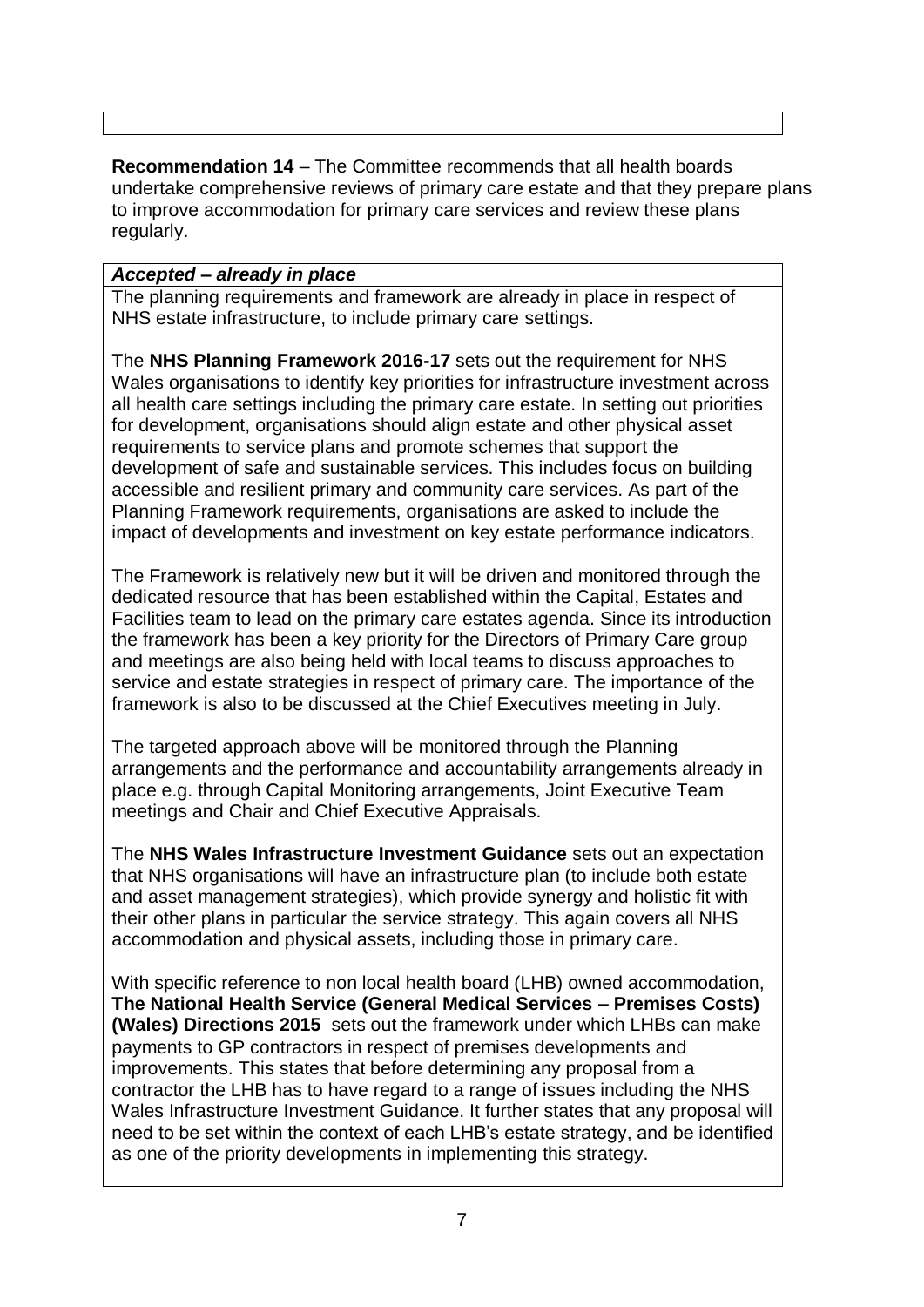**Recommendation 14** – The Committee recommends that all health boards undertake comprehensive reviews of primary care estate and that they prepare plans to improve accommodation for primary care services and review these plans regularly.

***Accepted – already in place***

The planning requirements and framework are already in place in respect of NHS estate infrastructure, to include primary care settings.

The **NHS Planning Framework 2016-17** sets out the requirement for NHS Wales organisations to identify key priorities for infrastructure investment across all health care settings including the primary care estate. In setting out priorities for development, organisations should align estate and other physical asset requirements to service plans and promote schemes that support the development of safe and sustainable services. This includes focus on building accessible and resilient primary and community care services. As part of the Planning Framework requirements, organisations are asked to include the impact of developments and investment on key estate performance indicators.

The Framework is relatively new but it will be driven and monitored through the dedicated resource that has been established within the Capital, Estates and Facilities team to lead on the primary care estates agenda. Since its introduction the framework has been a key priority for the Directors of Primary Care group and meetings are also being held with local teams to discuss approaches to service and estate strategies in respect of primary care. The importance of the framework is also to be discussed at the Chief Executives meeting in July.

The targeted approach above will be monitored through the Planning arrangements and the performance and accountability arrangements already in place e.g. through Capital Monitoring arrangements, Joint Executive Team meetings and Chair and Chief Executive Appraisals.

The **NHS Wales Infrastructure Investment Guidance** sets out an expectation that NHS organisations will have an infrastructure plan (to include both estate and asset management strategies), which provide synergy and holistic fit with their other plans in particular the service strategy. This again covers all NHS accommodation and physical assets, including those in primary care.

With specific reference to non local health board (LHB) owned accommodation, **The National Health Service (General Medical Services – Premises Costs) (Wales) Directions 2015** sets out the framework under which LHBs can make payments to GP contractors in respect of premises developments and improvements. This states that before determining any proposal from a contractor the LHB has to have regard to a range of issues including the NHS Wales Infrastructure Investment Guidance. It further states that any proposal will need to be set within the context of each LHB's estate strategy, and be identified as one of the priority developments in implementing this strategy.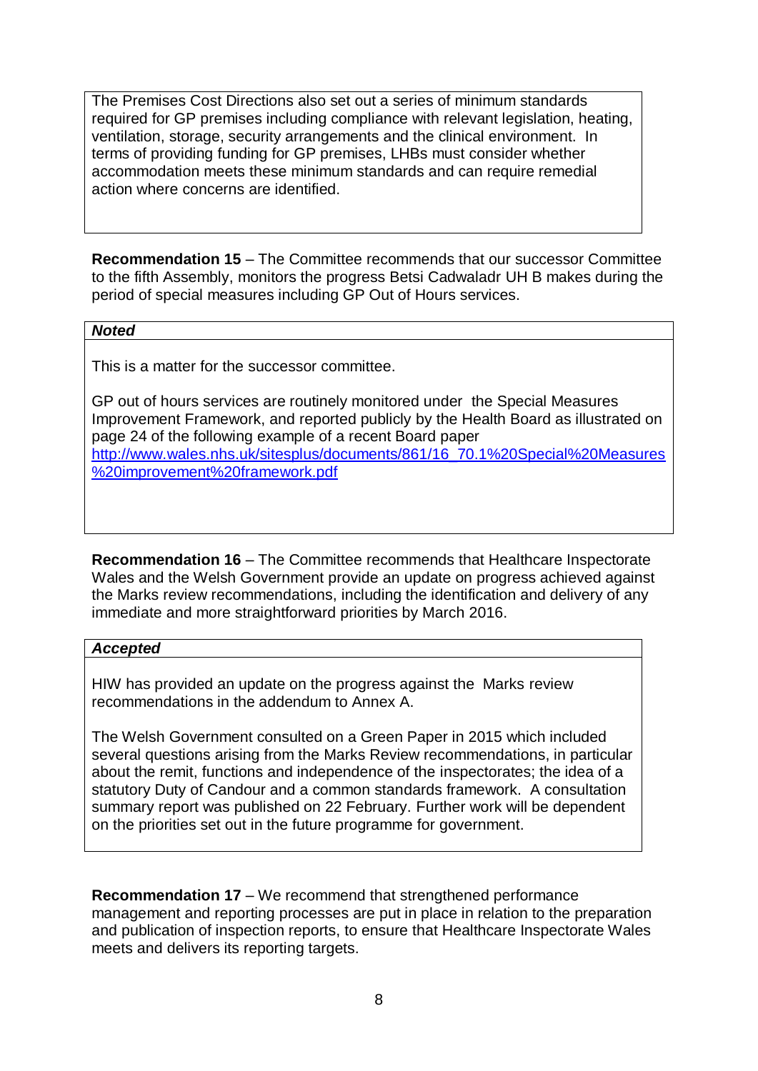The Premises Cost Directions also set out a series of minimum standards required for GP premises including compliance with relevant legislation, heating, ventilation, storage, security arrangements and the clinical environment. In terms of providing funding for GP premises, LHBs must consider whether accommodation meets these minimum standards and can require remedial action where concerns are identified.

**Recommendation 15** – The Committee recommends that our successor Committee to the fifth Assembly, monitors the progress Betsi Cadwaladr UH B makes during the period of special measures including GP Out of Hours services.

***Noted***

This is a matter for the successor committee.

GP out of hours services are routinely monitored under the Special Measures Improvement Framework, and reported publicly by the Health Board as illustrated on page 24 of the following example of a recent Board paper [http://www.wales.nhs.uk/sitesplus/documents/861/16_70.1%20Special%20Measures%20improvement%20framework.pdf](http://www.wales.nhs.uk/sitesplus/documents/861/16_70.1%20Special%20Measures%20improvement%20framework.pdf)

**Recommendation 16** – The Committee recommends that Healthcare Inspectorate Wales and the Welsh Government provide an update on progress achieved against the Marks review recommendations, including the identification and delivery of any immediate and more straightforward priorities by March 2016.

***Accepted***

HIW has provided an update on the progress against the Marks review recommendations in the addendum to Annex A.

The Welsh Government consulted on a Green Paper in 2015 which included several questions arising from the Marks Review recommendations, in particular about the remit, functions and independence of the inspectorates; the idea of a statutory Duty of Candour and a common standards framework. A consultation summary report was published on 22 February. Further work will be dependent on the priorities set out in the future programme for government.

**Recommendation 17** – We recommend that strengthened performance management and reporting processes are put in place in relation to the preparation and publication of inspection reports, to ensure that Healthcare Inspectorate Wales meets and delivers its reporting targets.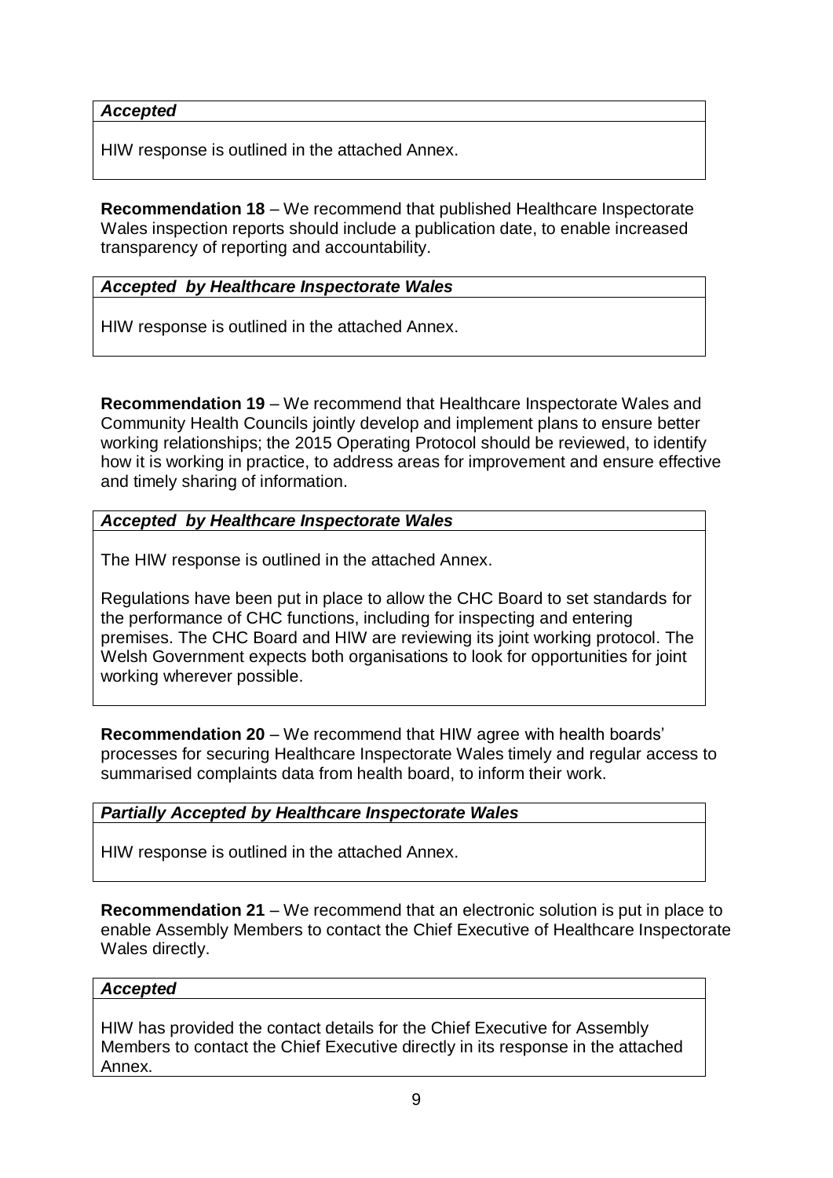***Accepted***

HIW response is outlined in the attached Annex.

**Recommendation 18** – We recommend that published Healthcare Inspectorate Wales inspection reports should include a publication date, to enable increased transparency of reporting and accountability.

***Accepted by Healthcare Inspectorate Wales***

HIW response is outlined in the attached Annex.

**Recommendation 19** – We recommend that Healthcare Inspectorate Wales and Community Health Councils jointly develop and implement plans to ensure better working relationships; the 2015 Operating Protocol should be reviewed, to identify how it is working in practice, to address areas for improvement and ensure effective and timely sharing of information.

***Accepted by Healthcare Inspectorate Wales***

The HIW response is outlined in the attached Annex.

Regulations have been put in place to allow the CHC Board to set standards for the performance of CHC functions, including for inspecting and entering premises. The CHC Board and HIW are reviewing its joint working protocol. The Welsh Government expects both organisations to look for opportunities for joint working wherever possible.

**Recommendation 20** – We recommend that HIW agree with health boards' processes for securing Healthcare Inspectorate Wales timely and regular access to summarised complaints data from health board, to inform their work.

***Partially Accepted by Healthcare Inspectorate Wales***

HIW response is outlined in the attached Annex.

**Recommendation 21** – We recommend that an electronic solution is put in place to enable Assembly Members to contact the Chief Executive of Healthcare Inspectorate Wales directly.

***Accepted***

HIW has provided the contact details for the Chief Executive for Assembly Members to contact the Chief Executive directly in its response in the attached Annex.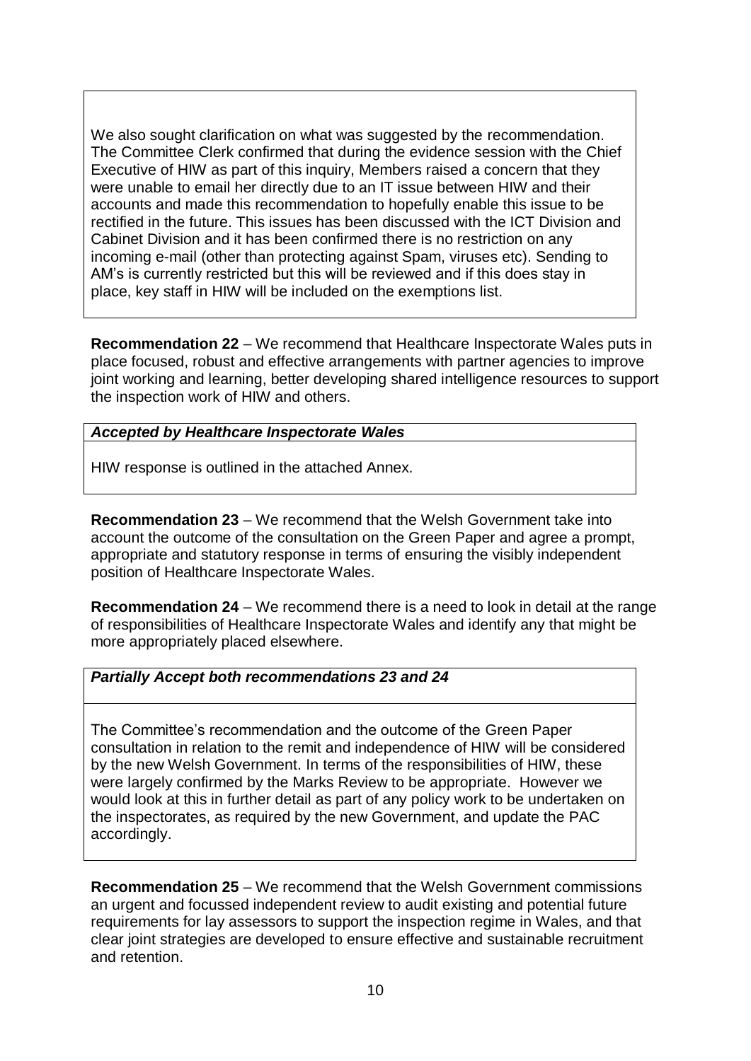We also sought clarification on what was suggested by the recommendation. The Committee Clerk confirmed that during the evidence session with the Chief Executive of HIW as part of this inquiry, Members raised a concern that they were unable to email her directly due to an IT issue between HIW and their accounts and made this recommendation to hopefully enable this issue to be rectified in the future. This issues has been discussed with the ICT Division and Cabinet Division and it has been confirmed there is no restriction on any incoming e-mail (other than protecting against Spam, viruses etc). Sending to AM's is currently restricted but this will be reviewed and if this does stay in place, key staff in HIW will be included on the exemptions list.

**Recommendation 22** – We recommend that Healthcare Inspectorate Wales puts in place focused, robust and effective arrangements with partner agencies to improve joint working and learning, better developing shared intelligence resources to support the inspection work of HIW and others.

***Accepted by Healthcare Inspectorate Wales***

HIW response is outlined in the attached Annex.

**Recommendation 23** – We recommend that the Welsh Government take into account the outcome of the consultation on the Green Paper and agree a prompt, appropriate and statutory response in terms of ensuring the visibly independent position of Healthcare Inspectorate Wales.

**Recommendation 24** – We recommend there is a need to look in detail at the range of responsibilities of Healthcare Inspectorate Wales and identify any that might be more appropriately placed elsewhere.

***Partially Accept both recommendations 23 and 24***

The Committee's recommendation and the outcome of the Green Paper consultation in relation to the remit and independence of HIW will be considered by the new Welsh Government. In terms of the responsibilities of HIW, these were largely confirmed by the Marks Review to be appropriate. However we would look at this in further detail as part of any policy work to be undertaken on the inspectorates, as required by the new Government, and update the PAC accordingly.

**Recommendation 25** – We recommend that the Welsh Government commissions an urgent and focussed independent review to audit existing and potential future requirements for lay assessors to support the inspection regime in Wales, and that clear joint strategies are developed to ensure effective and sustainable recruitment and retention.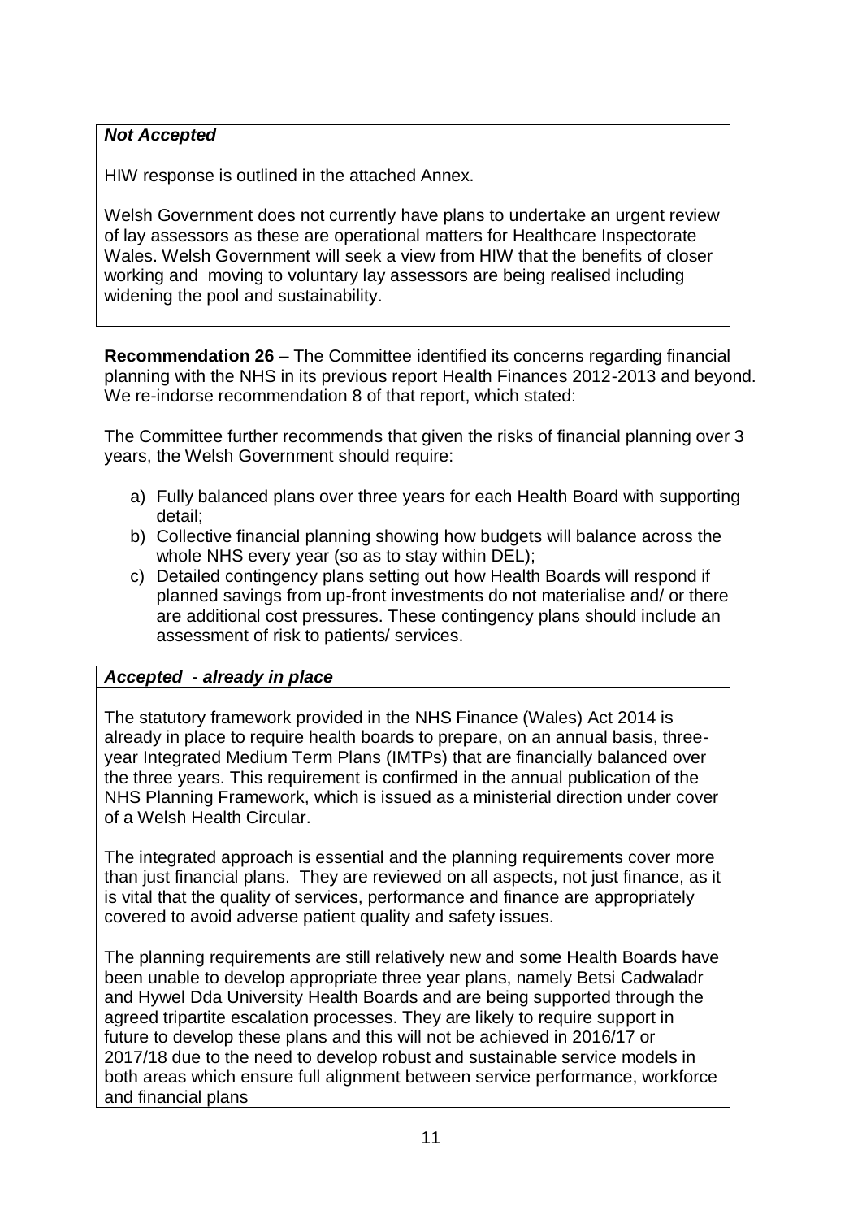***Not Accepted***

HIW response is outlined in the attached Annex.

Welsh Government does not currently have plans to undertake an urgent review of lay assessors as these are operational matters for Healthcare Inspectorate Wales. Welsh Government will seek a view from HIW that the benefits of closer working and moving to voluntary lay assessors are being realised including widening the pool and sustainability.

**Recommendation 26** – The Committee identified its concerns regarding financial planning with the NHS in its previous report Health Finances 2012-2013 and beyond. We re-indorse recommendation 8 of that report, which stated:

The Committee further recommends that given the risks of financial planning over 3 years, the Welsh Government should require:

a) Fully balanced plans over three years for each Health Board with supporting detail;
b) Collective financial planning showing how budgets will balance across the whole NHS every year (so as to stay within DEL);
c) Detailed contingency plans setting out how Health Boards will respond if planned savings from up-front investments do not materialise and/ or there are additional cost pressures. These contingency plans should include an assessment of risk to patients/ services.

***Accepted - already in place***

The statutory framework provided in the NHS Finance (Wales) Act 2014 is already in place to require health boards to prepare, on an annual basis, three-year Integrated Medium Term Plans (IMTPs) that are financially balanced over the three years. This requirement is confirmed in the annual publication of the NHS Planning Framework, which is issued as a ministerial direction under cover of a Welsh Health Circular.

The integrated approach is essential and the planning requirements cover more than just financial plans. They are reviewed on all aspects, not just finance, as it is vital that the quality of services, performance and finance are appropriately covered to avoid adverse patient quality and safety issues.

The planning requirements are still relatively new and some Health Boards have been unable to develop appropriate three year plans, namely Betsi Cadwaladr and Hywel Dda University Health Boards and are being supported through the agreed tripartite escalation processes. They are likely to require support in future to develop these plans and this will not be achieved in 2016/17 or 2017/18 due to the need to develop robust and sustainable service models in both areas which ensure full alignment between service performance, workforce and financial plans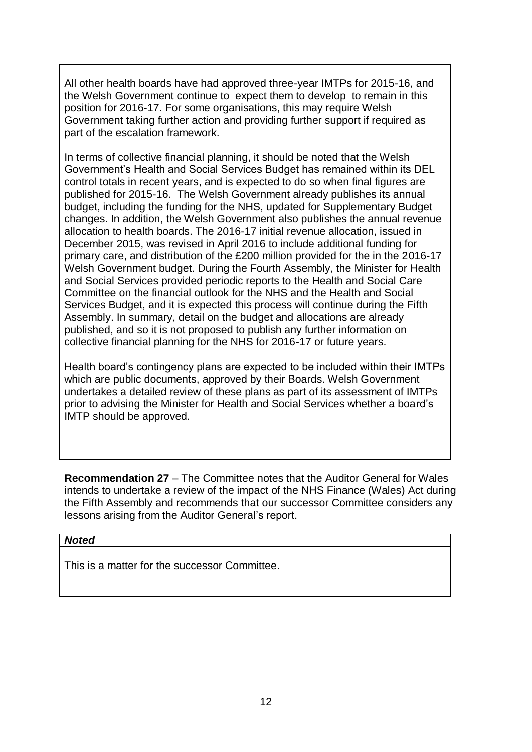All other health boards have had approved three-year IMTPs for 2015-16, and the Welsh Government continue to expect them to develop to remain in this position for 2016-17. For some organisations, this may require Welsh Government taking further action and providing further support if required as part of the escalation framework.

In terms of collective financial planning, it should be noted that the Welsh Government's Health and Social Services Budget has remained within its DEL control totals in recent years, and is expected to do so when final figures are published for 2015-16. The Welsh Government already publishes its annual budget, including the funding for the NHS, updated for Supplementary Budget changes. In addition, the Welsh Government also publishes the annual revenue allocation to health boards. The 2016-17 initial revenue allocation, issued in December 2015, was revised in April 2016 to include additional funding for primary care, and distribution of the £200 million provided for the in the 2016-17 Welsh Government budget. During the Fourth Assembly, the Minister for Health and Social Services provided periodic reports to the Health and Social Care Committee on the financial outlook for the NHS and the Health and Social Services Budget, and it is expected this process will continue during the Fifth Assembly. In summary, detail on the budget and allocations are already published, and so it is not proposed to publish any further information on collective financial planning for the NHS for 2016-17 or future years.

Health board's contingency plans are expected to be included within their IMTPs which are public documents, approved by their Boards. Welsh Government undertakes a detailed review of these plans as part of its assessment of IMTPs prior to advising the Minister for Health and Social Services whether a board's IMTP should be approved.

**Recommendation 27** – The Committee notes that the Auditor General for Wales intends to undertake a review of the impact of the NHS Finance (Wales) Act during the Fifth Assembly and recommends that our successor Committee considers any lessons arising from the Auditor General's report.

***Noted***

This is a matter for the successor Committee.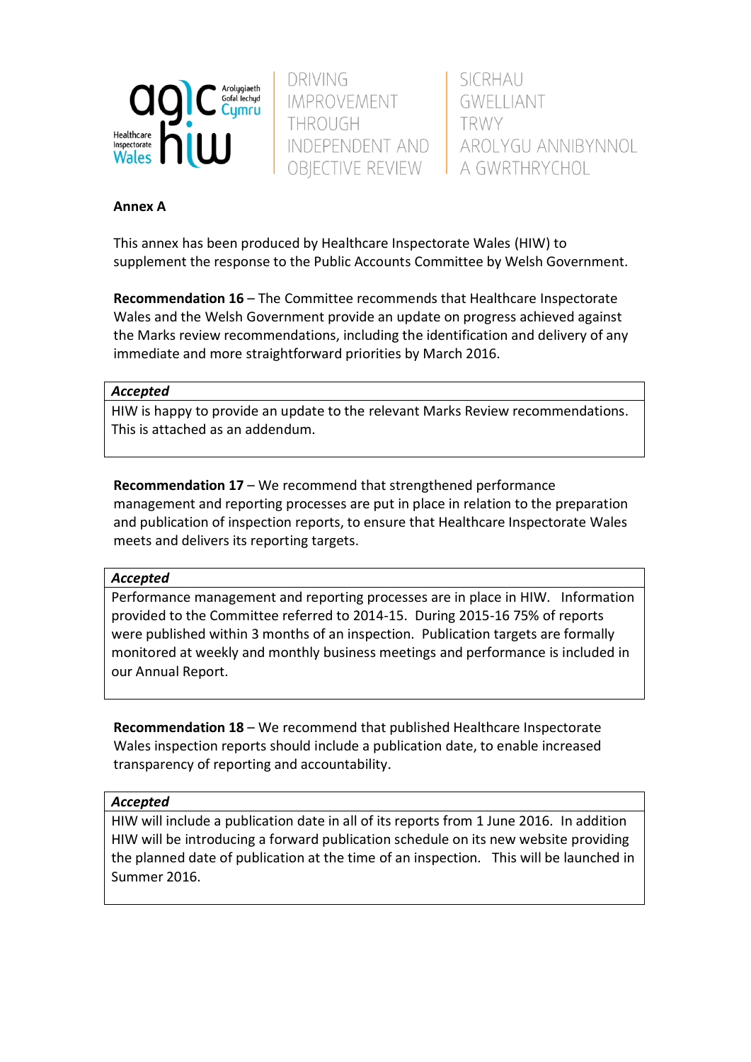Annex A

This annex has been produced by Healthcare Inspectorate Wales (HIW) to supplement the response to the Public Accounts Committee by Welsh Government.

**Recommendation 16** – The Committee recommends that Healthcare Inspectorate Wales and the Welsh Government provide an update on progress achieved against the Marks review recommendations, including the identification and delivery of any immediate and more straightforward priorities by March 2016.

| ***Accepted*** |
|---|
| HIW is happy to provide an update to the relevant Marks Review recommendations. This is attached as an addendum. |

**Recommendation 17** – We recommend that strengthened performance management and reporting processes are put in place in relation to the preparation and publication of inspection reports, to ensure that Healthcare Inspectorate Wales meets and delivers its reporting targets.

| ***Accepted*** |
|---|
| Performance management and reporting processes are in place in HIW. Information provided to the Committee referred to 2014-15. During 2015-16 75% of reports were published within 3 months of an inspection. Publication targets are formally monitored at weekly and monthly business meetings and performance is included in our Annual Report. |

**Recommendation 18** – We recommend that published Healthcare Inspectorate Wales inspection reports should include a publication date, to enable increased transparency of reporting and accountability.

| ***Accepted*** |
|---|
| HIW will include a publication date in all of its reports from 1 June 2016. In addition HIW will be introducing a forward publication schedule on its new website providing the planned date of publication at the time of an inspection. This will be launched in Summer 2016. |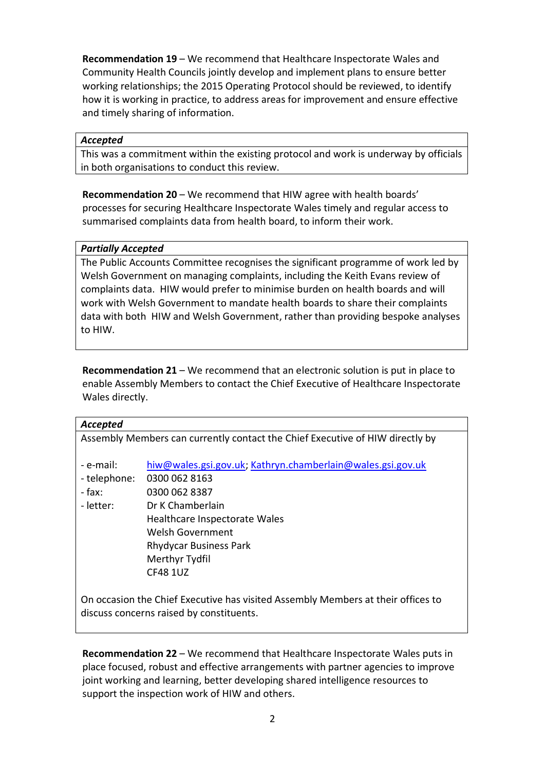**Recommendation 19** – We recommend that Healthcare Inspectorate Wales and Community Health Councils jointly develop and implement plans to ensure better working relationships; the 2015 Operating Protocol should be reviewed, to identify how it is working in practice, to address areas for improvement and ensure effective and timely sharing of information.

| ***Accepted*** |
|---|
| This was a commitment within the existing protocol and work is underway by officials in both organisations to conduct this review. |

**Recommendation 20** – We recommend that HIW agree with health boards' processes for securing Healthcare Inspectorate Wales timely and regular access to summarised complaints data from health board, to inform their work.

| ***Partially Accepted*** |
|---|
| The Public Accounts Committee recognises the significant programme of work led by Welsh Government on managing complaints, including the Keith Evans review of complaints data. HIW would prefer to minimise burden on health boards and will work with Welsh Government to mandate health boards to share their complaints data with both HIW and Welsh Government, rather than providing bespoke analyses to HIW. |

**Recommendation 21** – We recommend that an electronic solution is put in place to enable Assembly Members to contact the Chief Executive of Healthcare Inspectorate Wales directly.

***Accepted***

Assembly Members can currently contact the Chief Executive of HIW directly by

| | |
|---|---|
| - e-mail: | hiw@wales.gsi.gov.uk; Kathryn.chamberlain@wales.gsi.gov.uk |
| - telephone: | 0300 062 8163 |
| - fax: | 0300 062 8387 |
| - letter: | Dr K Chamberlain<br>Healthcare Inspectorate Wales<br>Welsh Government<br>Rhydycar Business Park<br>Merthyr Tydfil<br>CF48 1UZ |

On occasion the Chief Executive has visited Assembly Members at their offices to discuss concerns raised by constituents.

**Recommendation 22** – We recommend that Healthcare Inspectorate Wales puts in place focused, robust and effective arrangements with partner agencies to improve joint working and learning, better developing shared intelligence resources to support the inspection work of HIW and others.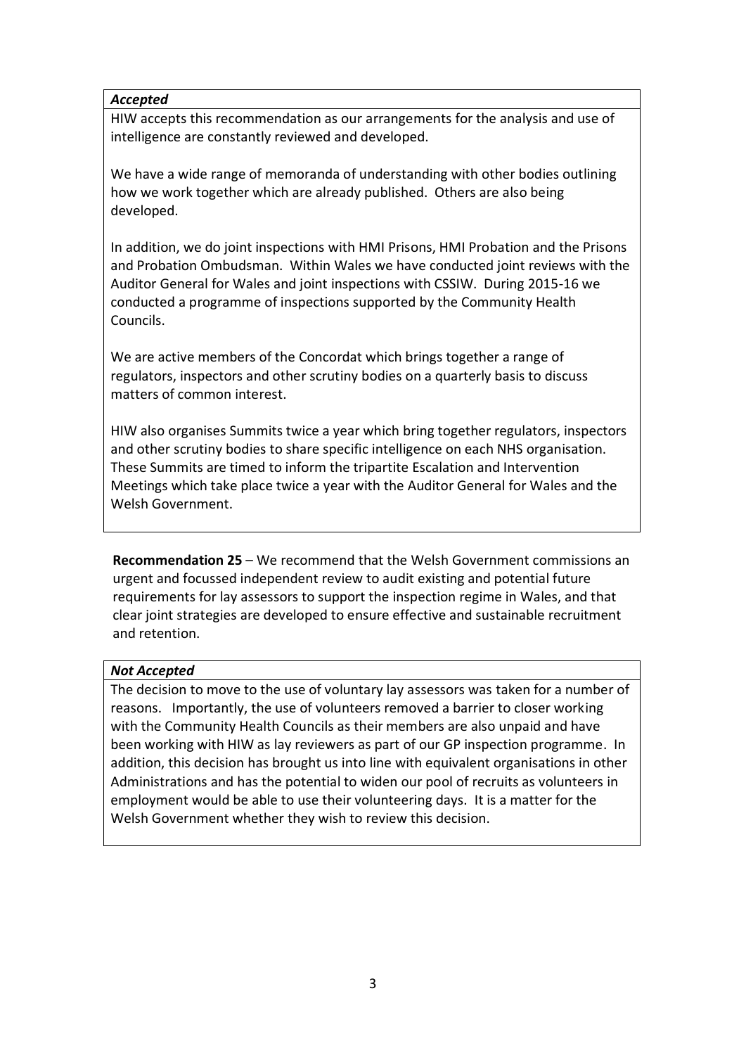***Accepted***

HIW accepts this recommendation as our arrangements for the analysis and use of intelligence are constantly reviewed and developed.

We have a wide range of memoranda of understanding with other bodies outlining how we work together which are already published. Others are also being developed.

In addition, we do joint inspections with HMI Prisons, HMI Probation and the Prisons and Probation Ombudsman. Within Wales we have conducted joint reviews with the Auditor General for Wales and joint inspections with CSSIW. During 2015-16 we conducted a programme of inspections supported by the Community Health Councils.

We are active members of the Concordat which brings together a range of regulators, inspectors and other scrutiny bodies on a quarterly basis to discuss matters of common interest.

HIW also organises Summits twice a year which bring together regulators, inspectors and other scrutiny bodies to share specific intelligence on each NHS organisation. These Summits are timed to inform the tripartite Escalation and Intervention Meetings which take place twice a year with the Auditor General for Wales and the Welsh Government.

**Recommendation 25** – We recommend that the Welsh Government commissions an urgent and focussed independent review to audit existing and potential future requirements for lay assessors to support the inspection regime in Wales, and that clear joint strategies are developed to ensure effective and sustainable recruitment and retention.

***Not Accepted***

The decision to move to the use of voluntary lay assessors was taken for a number of reasons. Importantly, the use of volunteers removed a barrier to closer working with the Community Health Councils as their members are also unpaid and have been working with HIW as lay reviewers as part of our GP inspection programme. In addition, this decision has brought us into line with equivalent organisations in other Administrations and has the potential to widen our pool of recruits as volunteers in employment would be able to use their volunteering days. It is a matter for the Welsh Government whether they wish to review this decision.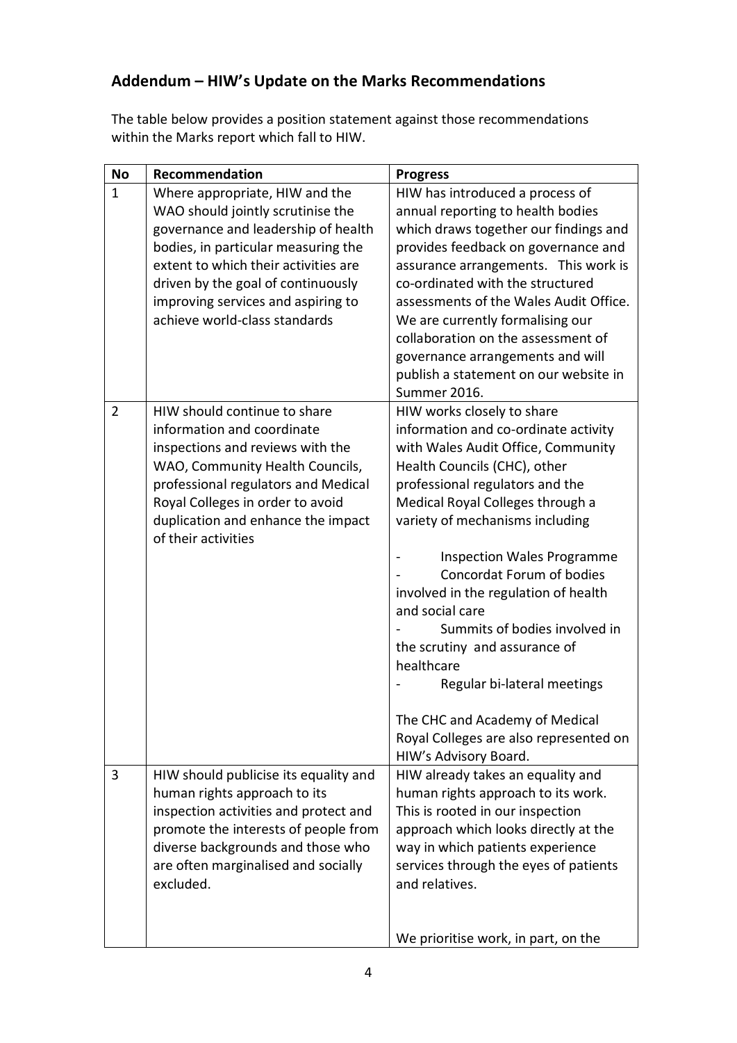## Addendum – HIW's Update on the Marks Recommendations

The table below provides a position statement against those recommendations within the Marks report which fall to HIW.

| No | Recommendation | Progress |
|---|---|---|
| 1 | Where appropriate, HIW and the WAO should jointly scrutinise the governance and leadership of health bodies, in particular measuring the extent to which their activities are driven by the goal of continuously improving services and aspiring to achieve world-class standards | HIW has introduced a process of annual reporting to health bodies which draws together our findings and provides feedback on governance and assurance arrangements. This work is co-ordinated with the structured assessments of the Wales Audit Office. We are currently formalising our collaboration on the assessment of governance arrangements and will publish a statement on our website in Summer 2016. |
| 2 | HIW should continue to share information and coordinate inspections and reviews with the WAO, Community Health Councils, professional regulators and Medical Royal Colleges in order to avoid duplication and enhance the impact of their activities | HIW works closely to share information and co-ordinate activity with Wales Audit Office, Community Health Councils (CHC), other professional regulators and the Medical Royal Colleges through a variety of mechanisms including<br><br>- Inspection Wales Programme<br>- Concordat Forum of bodies involved in the regulation of health and social care<br>- Summits of bodies involved in the scrutiny and assurance of healthcare<br>- Regular bi-lateral meetings<br><br>The CHC and Academy of Medical Royal Colleges are also represented on HIW's Advisory Board. |
| 3 | HIW should publicise its equality and human rights approach to its inspection activities and protect and promote the interests of people from diverse backgrounds and those who are often marginalised and socially excluded. | HIW already takes an equality and human rights approach to its work. This is rooted in our inspection approach which looks directly at the way in which patients experience services through the eyes of patients and relatives.<br><br>We prioritise work, in part, on the |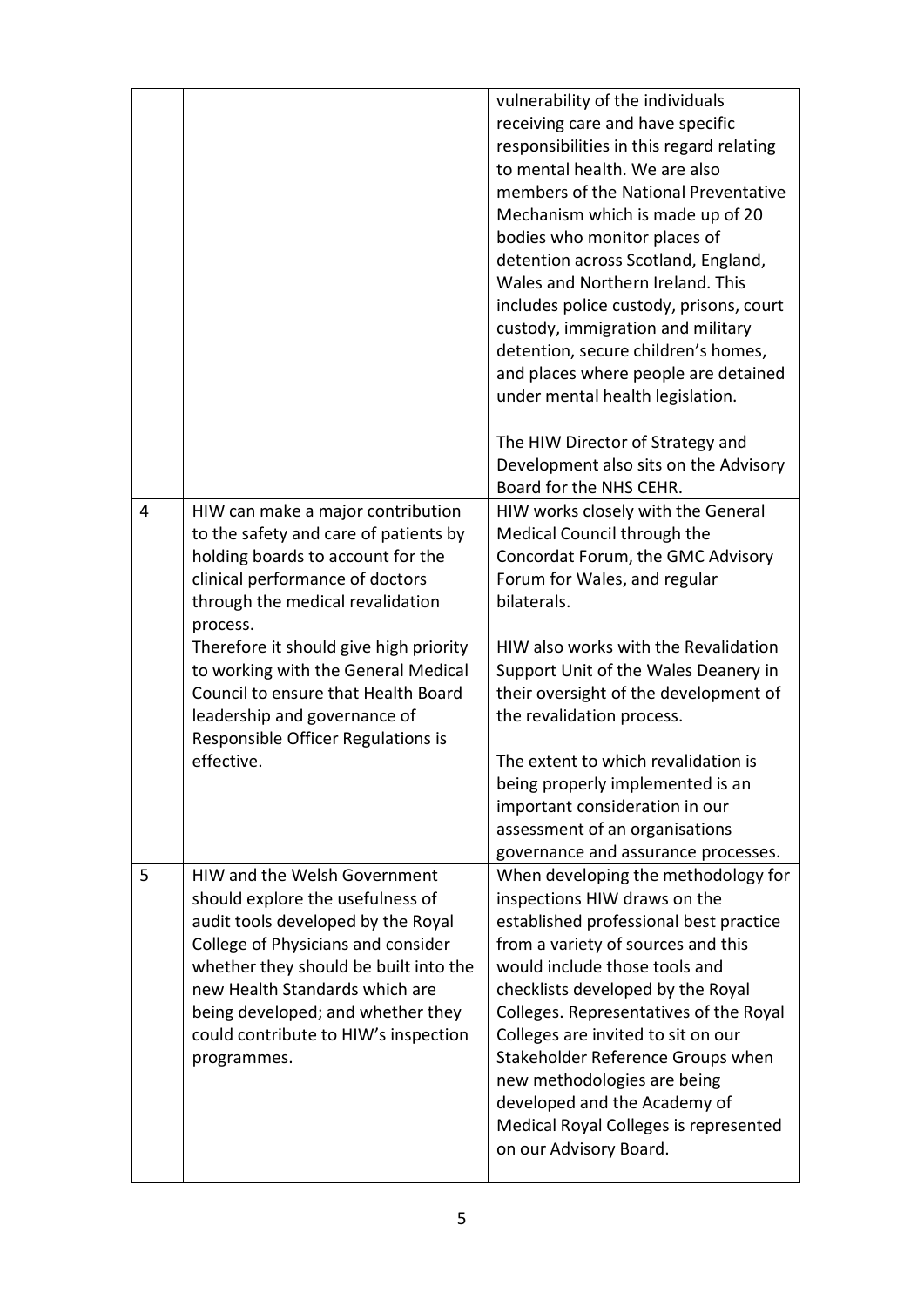| | | |
|---|---|---|
| | | vulnerability of the individuals receiving care and have specific responsibilities in this regard relating to mental health. We are also members of the National Preventative Mechanism which is made up of 20 bodies who monitor places of detention across Scotland, England, Wales and Northern Ireland. This includes police custody, prisons, court custody, immigration and military detention, secure children's homes, and places where people are detained under mental health legislation.<br><br>The HIW Director of Strategy and Development also sits on the Advisory Board for the NHS CEHR. |
| 4 | HIW can make a major contribution to the safety and care of patients by holding boards to account for the clinical performance of doctors through the medical revalidation process.<br>Therefore it should give high priority to working with the General Medical Council to ensure that Health Board leadership and governance of Responsible Officer Regulations is effective. | HIW works closely with the General Medical Council through the Concordat Forum, the GMC Advisory Forum for Wales, and regular bilaterals.<br><br>HIW also works with the Revalidation Support Unit of the Wales Deanery in their oversight of the development of the revalidation process.<br><br>The extent to which revalidation is being properly implemented is an important consideration in our assessment of an organisations governance and assurance processes. |
| 5 | HIW and the Welsh Government should explore the usefulness of audit tools developed by the Royal College of Physicians and consider whether they should be built into the new Health Standards which are being developed; and whether they could contribute to HIW's inspection programmes. | When developing the methodology for inspections HIW draws on the established professional best practice from a variety of sources and this would include those tools and checklists developed by the Royal Colleges. Representatives of the Royal Colleges are invited to sit on our Stakeholder Reference Groups when new methodologies are being developed and the Academy of Medical Royal Colleges is represented on our Advisory Board. |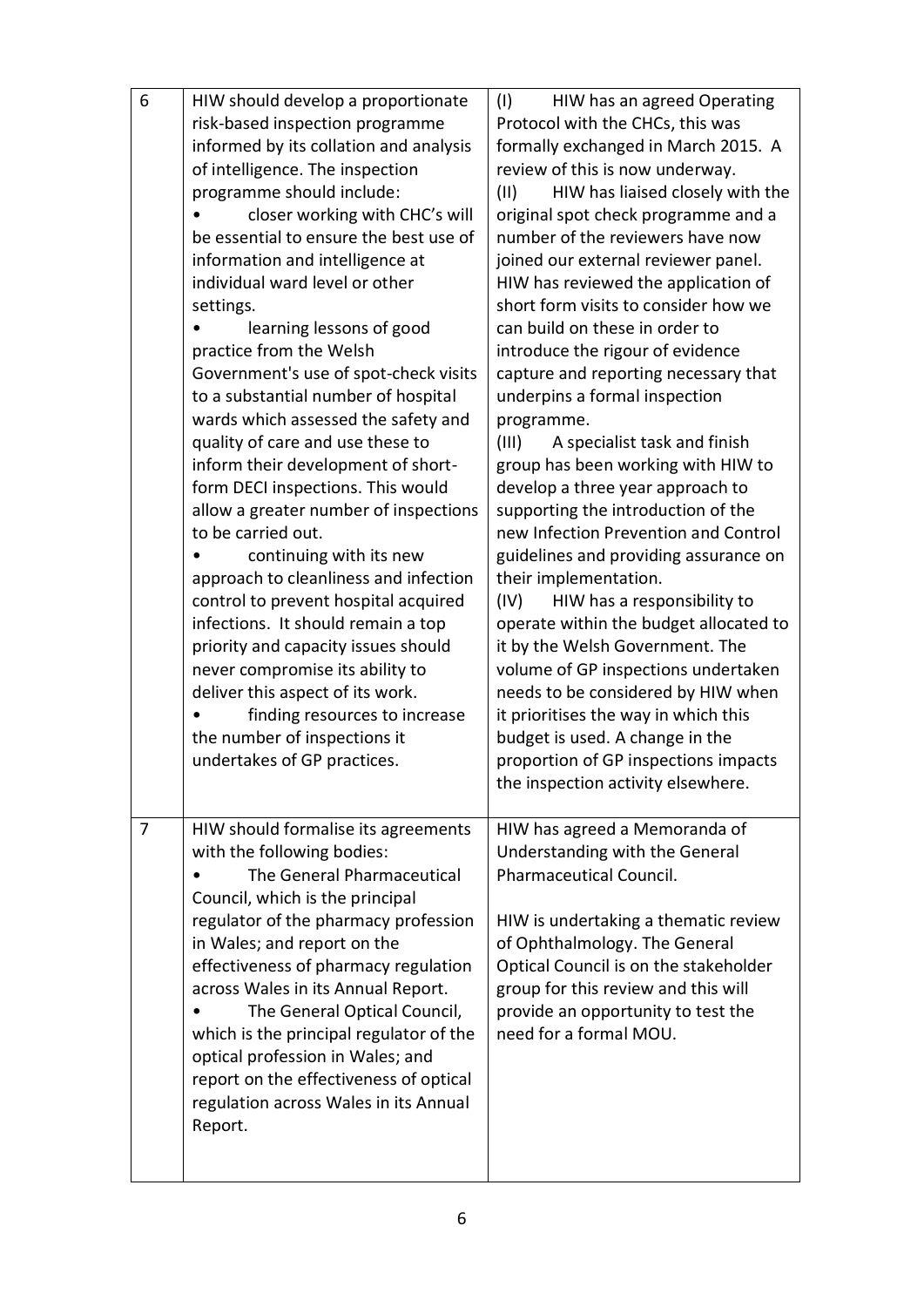| 6 | HIW should develop a proportionate risk-based inspection programme informed by its collation and analysis of intelligence. The inspection programme should include:<br>• closer working with CHC's will be essential to ensure the best use of information and intelligence at individual ward level or other settings.<br>• learning lessons of good practice from the Welsh Government's use of spot-check visits to a substantial number of hospital wards which assessed the safety and quality of care and use these to inform their development of short-form DECI inspections. This would allow a greater number of inspections to be carried out.<br>• continuing with its new approach to cleanliness and infection control to prevent hospital acquired infections. It should remain a top priority and capacity issues should never compromise its ability to deliver this aspect of its work.<br>• finding resources to increase the number of inspections it undertakes of GP practices. | (I) HIW has an agreed Operating Protocol with the CHCs, this was formally exchanged in March 2015. A review of this is now underway.<br>(II) HIW has liaised closely with the original spot check programme and a number of the reviewers have now joined our external reviewer panel. HIW has reviewed the application of short form visits to consider how we can build on these in order to introduce the rigour of evidence capture and reporting necessary that underpins a formal inspection programme.<br>(III) A specialist task and finish group has been working with HIW to develop a three year approach to supporting the introduction of the new Infection Prevention and Control guidelines and providing assurance on their implementation.<br>(IV) HIW has a responsibility to operate within the budget allocated to it by the Welsh Government. The volume of GP inspections undertaken needs to be considered by HIW when it prioritises the way in which this budget is used. A change in the proportion of GP inspections impacts the inspection activity elsewhere. |
|---|---|---|
| 7 | HIW should formalise its agreements with the following bodies:<br>• The General Pharmaceutical Council, which is the principal regulator of the pharmacy profession in Wales; and report on the effectiveness of pharmacy regulation across Wales in its Annual Report.<br>• The General Optical Council, which is the principal regulator of the optical profession in Wales; and report on the effectiveness of optical regulation across Wales in its Annual Report. | HIW has agreed a Memoranda of Understanding with the General Pharmaceutical Council.<br><br>HIW is undertaking a thematic review of Ophthalmology. The General Optical Council is on the stakeholder group for this review and this will provide an opportunity to test the need for a formal MOU. |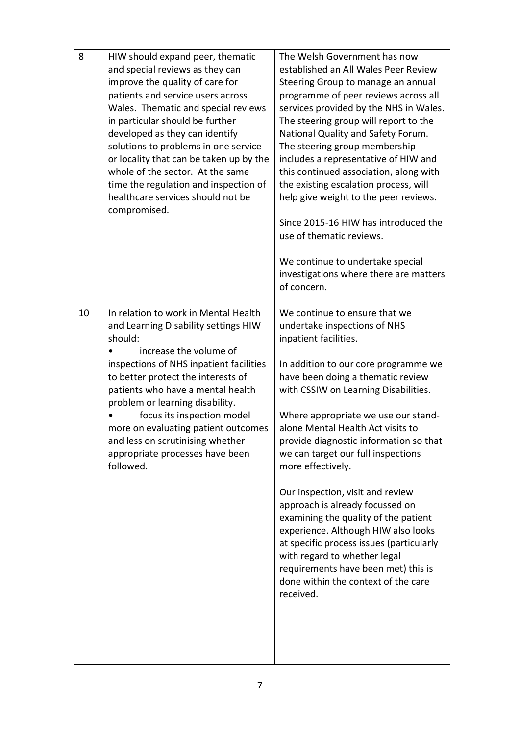| | | |
|---|---|---|
| 8 | HIW should expand peer, thematic and special reviews as they can improve the quality of care for patients and service users across Wales. Thematic and special reviews in particular should be further developed as they can identify solutions to problems in one service or locality that can be taken up by the whole of the sector. At the same time the regulation and inspection of healthcare services should not be compromised. | The Welsh Government has now established an All Wales Peer Review Steering Group to manage an annual programme of peer reviews across all services provided by the NHS in Wales. The steering group will report to the National Quality and Safety Forum. The steering group membership includes a representative of HIW and this continued association, along with the existing escalation process, will help give weight to the peer reviews.<br><br>Since 2015-16 HIW has introduced the use of thematic reviews.<br><br>We continue to undertake special investigations where there are matters of concern. |
| 10 | In relation to work in Mental Health and Learning Disability settings HIW should:<br>• increase the volume of inspections of NHS inpatient facilities to better protect the interests of patients who have a mental health problem or learning disability.<br>• focus its inspection model more on evaluating patient outcomes and less on scrutinising whether appropriate processes have been followed. | We continue to ensure that we undertake inspections of NHS inpatient facilities.<br><br>In addition to our core programme we have been doing a thematic review with CSSIW on Learning Disabilities.<br><br>Where appropriate we use our stand-alone Mental Health Act visits to provide diagnostic information so that we can target our full inspections more effectively.<br><br>Our inspection, visit and review approach is already focussed on examining the quality of the patient experience. Although HIW also looks at specific process issues (particularly with regard to whether legal requirements have been met) this is done within the context of the care received. |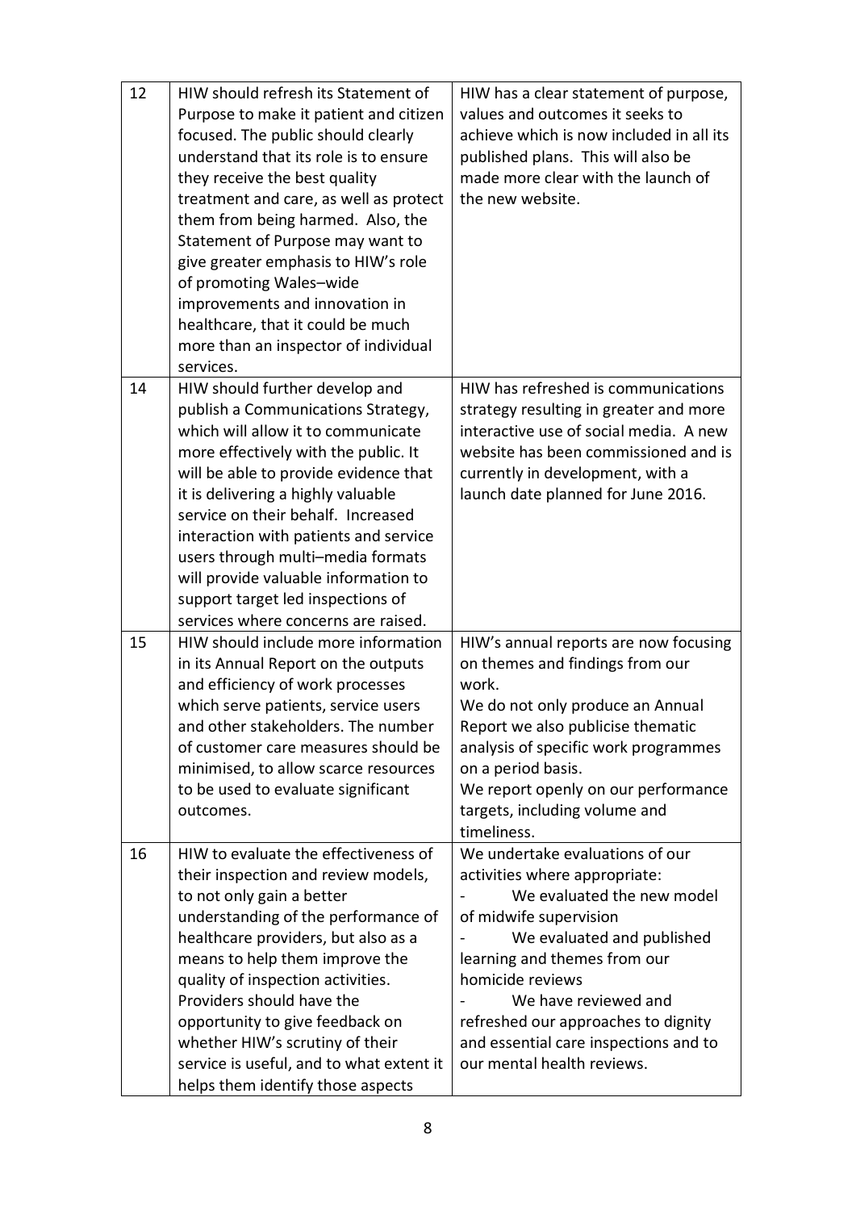| | | |
|---|---|---|
| 12 | HIW should refresh its Statement of Purpose to make it patient and citizen focused. The public should clearly understand that its role is to ensure they receive the best quality treatment and care, as well as protect them from being harmed. Also, the Statement of Purpose may want to give greater emphasis to HIW's role of promoting Wales–wide improvements and innovation in healthcare, that it could be much more than an inspector of individual services. | HIW has a clear statement of purpose, values and outcomes it seeks to achieve which is now included in all its published plans. This will also be made more clear with the launch of the new website. |
| 14 | HIW should further develop and publish a Communications Strategy, which will allow it to communicate more effectively with the public. It will be able to provide evidence that it is delivering a highly valuable service on their behalf. Increased interaction with patients and service users through multi–media formats will provide valuable information to support target led inspections of services where concerns are raised. | HIW has refreshed is communications strategy resulting in greater and more interactive use of social media. A new website has been commissioned and is currently in development, with a launch date planned for June 2016. |
| 15 | HIW should include more information in its Annual Report on the outputs and efficiency of work processes which serve patients, service users and other stakeholders. The number of customer care measures should be minimised, to allow scarce resources to be used to evaluate significant outcomes. | HIW's annual reports are now focusing on themes and findings from our work.<br>We do not only produce an Annual Report we also publicise thematic analysis of specific work programmes on a period basis.<br>We report openly on our performance targets, including volume and timeliness. |
| 16 | HIW to evaluate the effectiveness of their inspection and review models, to not only gain a better understanding of the performance of healthcare providers, but also as a means to help them improve the quality of inspection activities. Providers should have the opportunity to give feedback on whether HIW's scrutiny of their service is useful, and to what extent it helps them identify those aspects | We undertake evaluations of our activities where appropriate:<br>- We evaluated the new model of midwife supervision<br>- We evaluated and published learning and themes from our homicide reviews<br>- We have reviewed and refreshed our approaches to dignity and essential care inspections and to our mental health reviews. |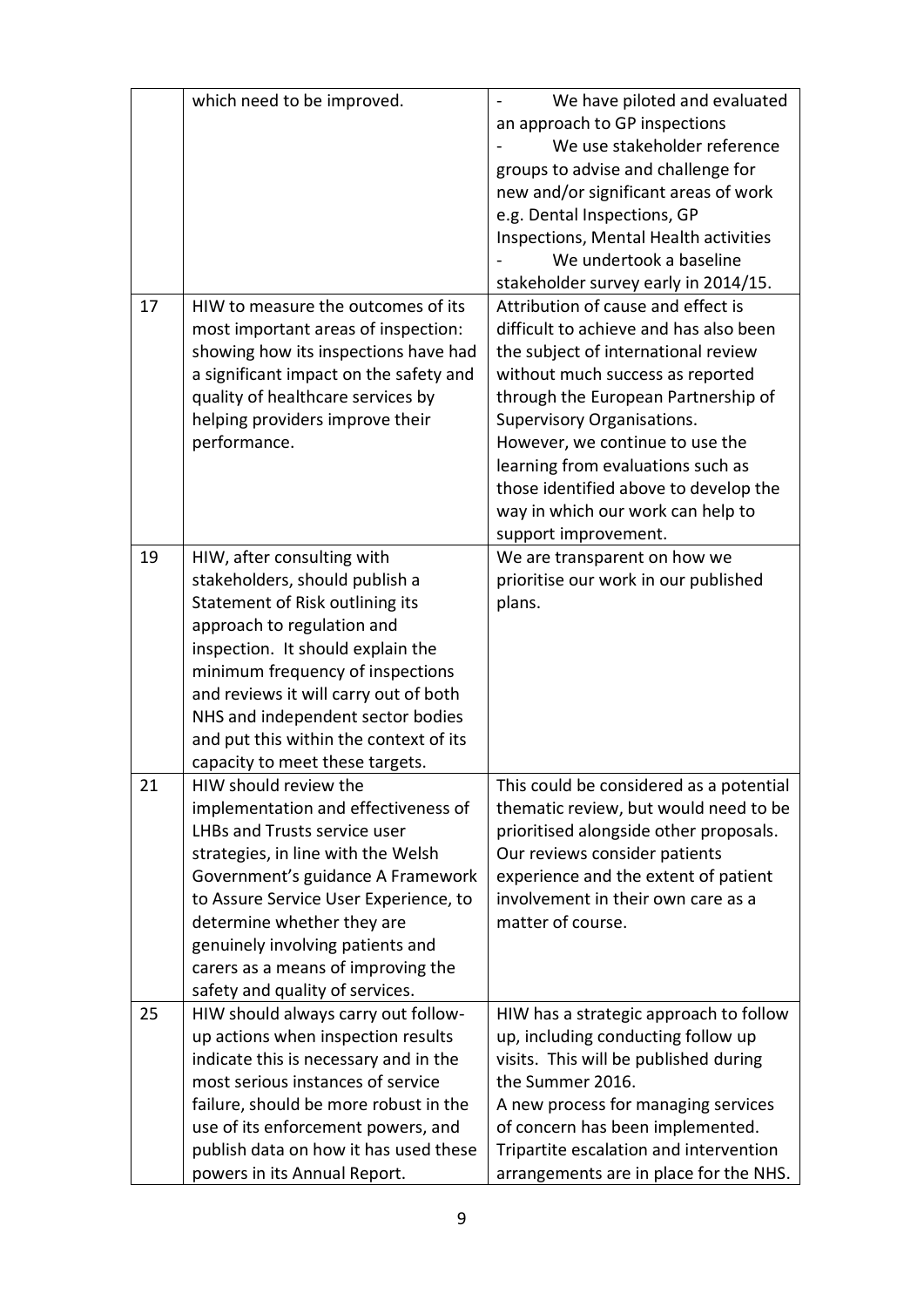| | | |
|---|---|---|
| | which need to be improved. | - We have piloted and evaluated an approach to GP inspections<br>- We use stakeholder reference groups to advise and challenge for new and/or significant areas of work e.g. Dental Inspections, GP Inspections, Mental Health activities<br>- We undertook a baseline stakeholder survey early in 2014/15. |
| 17 | HIW to measure the outcomes of its most important areas of inspection: showing how its inspections have had a significant impact on the safety and quality of healthcare services by helping providers improve their performance. | Attribution of cause and effect is difficult to achieve and has also been the subject of international review without much success as reported through the European Partnership of Supervisory Organisations.<br>However, we continue to use the learning from evaluations such as those identified above to develop the way in which our work can help to support improvement. |
| 19 | HIW, after consulting with stakeholders, should publish a Statement of Risk outlining its approach to regulation and inspection. It should explain the minimum frequency of inspections and reviews it will carry out of both NHS and independent sector bodies and put this within the context of its capacity to meet these targets. | We are transparent on how we prioritise our work in our published plans. |
| 21 | HIW should review the implementation and effectiveness of LHBs and Trusts service user strategies, in line with the Welsh Government's guidance A Framework to Assure Service User Experience, to determine whether they are genuinely involving patients and carers as a means of improving the safety and quality of services. | This could be considered as a potential thematic review, but would need to be prioritised alongside other proposals. Our reviews consider patients experience and the extent of patient involvement in their own care as a matter of course. |
| 25 | HIW should always carry out follow-up actions when inspection results indicate this is necessary and in the most serious instances of service failure, should be more robust in the use of its enforcement powers, and publish data on how it has used these powers in its Annual Report. | HIW has a strategic approach to follow up, including conducting follow up visits. This will be published during the Summer 2016.<br>A new process for managing services of concern has been implemented.<br>Tripartite escalation and intervention arrangements are in place for the NHS. |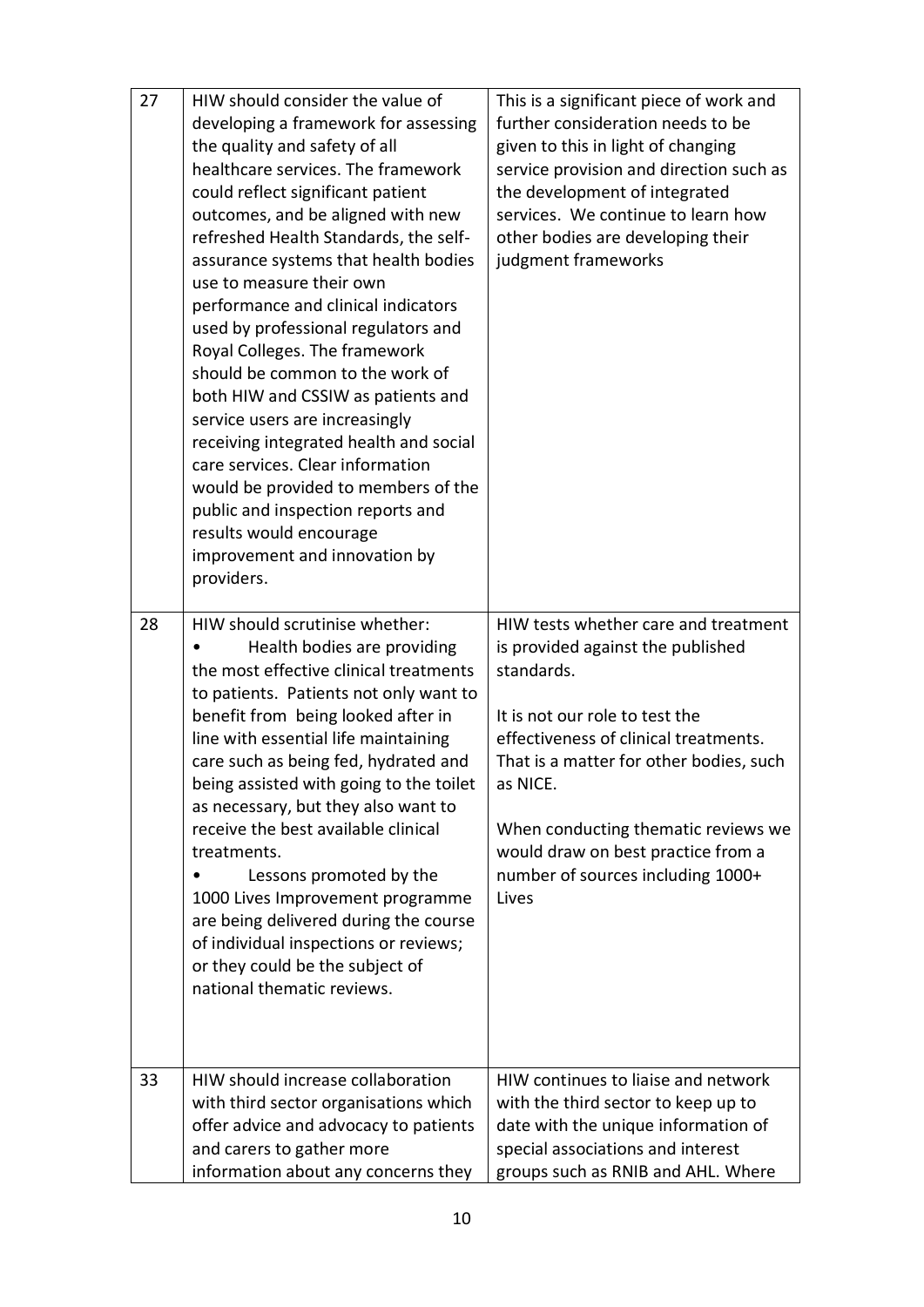| 27 | HIW should consider the value of developing a framework for assessing the quality and safety of all healthcare services. The framework could reflect significant patient outcomes, and be aligned with new refreshed Health Standards, the self-assurance systems that health bodies use to measure their own performance and clinical indicators used by professional regulators and Royal Colleges. The framework should be common to the work of both HIW and CSSIW as patients and service users are increasingly receiving integrated health and social care services. Clear information would be provided to members of the public and inspection reports and results would encourage improvement and innovation by providers. | This is a significant piece of work and further consideration needs to be given to this in light of changing service provision and direction such as the development of integrated services. We continue to learn how other bodies are developing their judgment frameworks |
|---|---|---|
| 28 | HIW should scrutinise whether:<br>• Health bodies are providing the most effective clinical treatments to patients. Patients not only want to benefit from being looked after in line with essential life maintaining care such as being fed, hydrated and being assisted with going to the toilet as necessary, but they also want to receive the best available clinical treatments.<br>• Lessons promoted by the 1000 Lives Improvement programme are being delivered during the course of individual inspections or reviews; or they could be the subject of national thematic reviews. | HIW tests whether care and treatment is provided against the published standards.<br><br>It is not our role to test the effectiveness of clinical treatments. That is a matter for other bodies, such as NICE.<br><br>When conducting thematic reviews we would draw on best practice from a number of sources including 1000+ Lives |
| 33 | HIW should increase collaboration with third sector organisations which offer advice and advocacy to patients and carers to gather more information about any concerns they | HIW continues to liaise and network with the third sector to keep up to date with the unique information of special associations and interest groups such as RNIB and AHL. Where |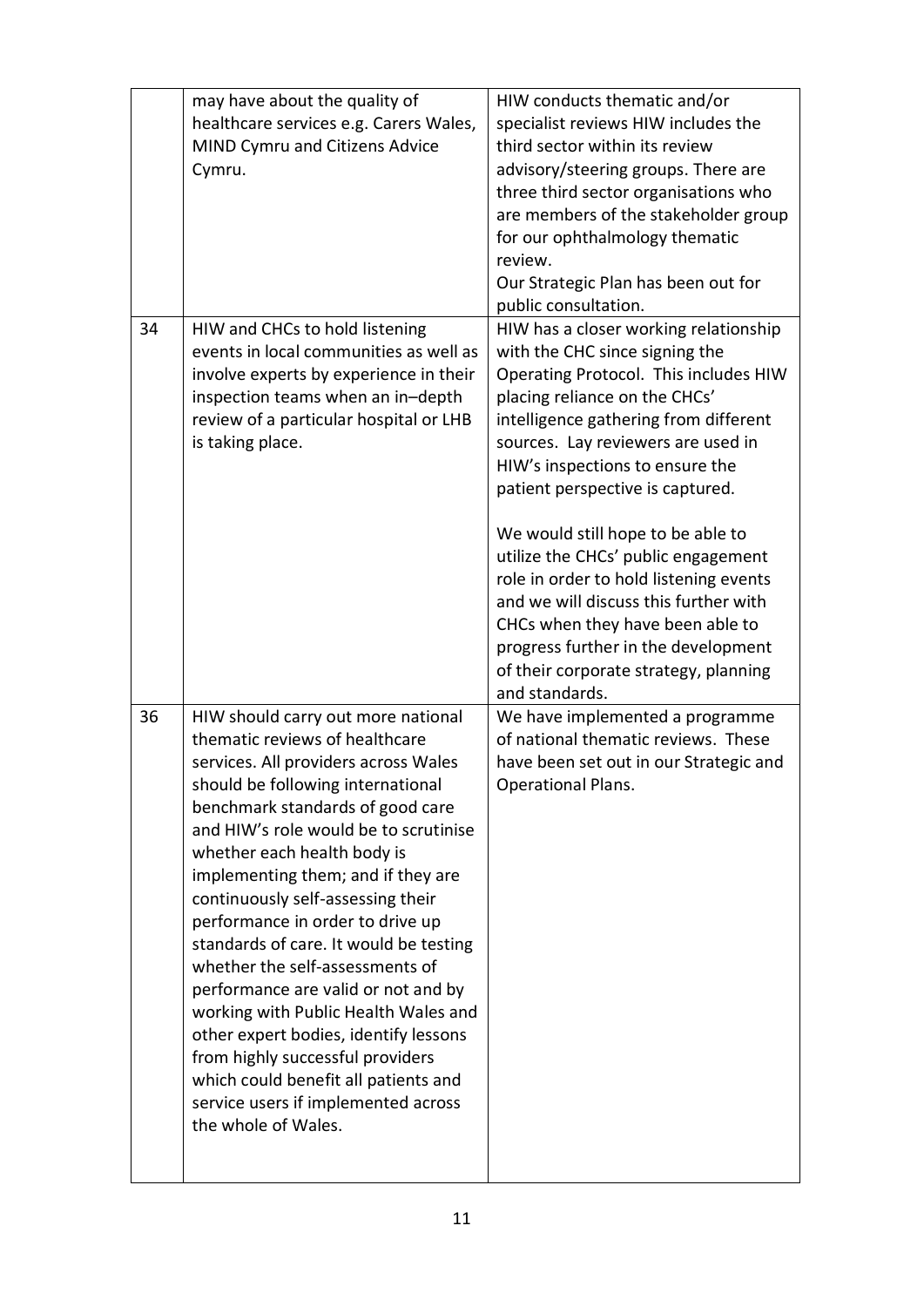| | | |
|---|---|---|
| | may have about the quality of healthcare services e.g. Carers Wales, MIND Cymru and Citizens Advice Cymru. | HIW conducts thematic and/or specialist reviews HIW includes the third sector within its review advisory/steering groups. There are three third sector organisations who are members of the stakeholder group for our ophthalmology thematic review.<br>Our Strategic Plan has been out for public consultation. |
| 34 | HIW and CHCs to hold listening events in local communities as well as involve experts by experience in their inspection teams when an in–depth review of a particular hospital or LHB is taking place. | HIW has a closer working relationship with the CHC since signing the Operating Protocol. This includes HIW placing reliance on the CHCs' intelligence gathering from different sources. Lay reviewers are used in HIW's inspections to ensure the patient perspective is captured.<br><br>We would still hope to be able to utilize the CHCs' public engagement role in order to hold listening events and we will discuss this further with CHCs when they have been able to progress further in the development of their corporate strategy, planning and standards. |
| 36 | HIW should carry out more national thematic reviews of healthcare services. All providers across Wales should be following international benchmark standards of good care and HIW's role would be to scrutinise whether each health body is implementing them; and if they are continuously self-assessing their performance in order to drive up standards of care. It would be testing whether the self-assessments of performance are valid or not and by working with Public Health Wales and other expert bodies, identify lessons from highly successful providers which could benefit all patients and service users if implemented across the whole of Wales. | We have implemented a programme of national thematic reviews. These have been set out in our Strategic and Operational Plans. |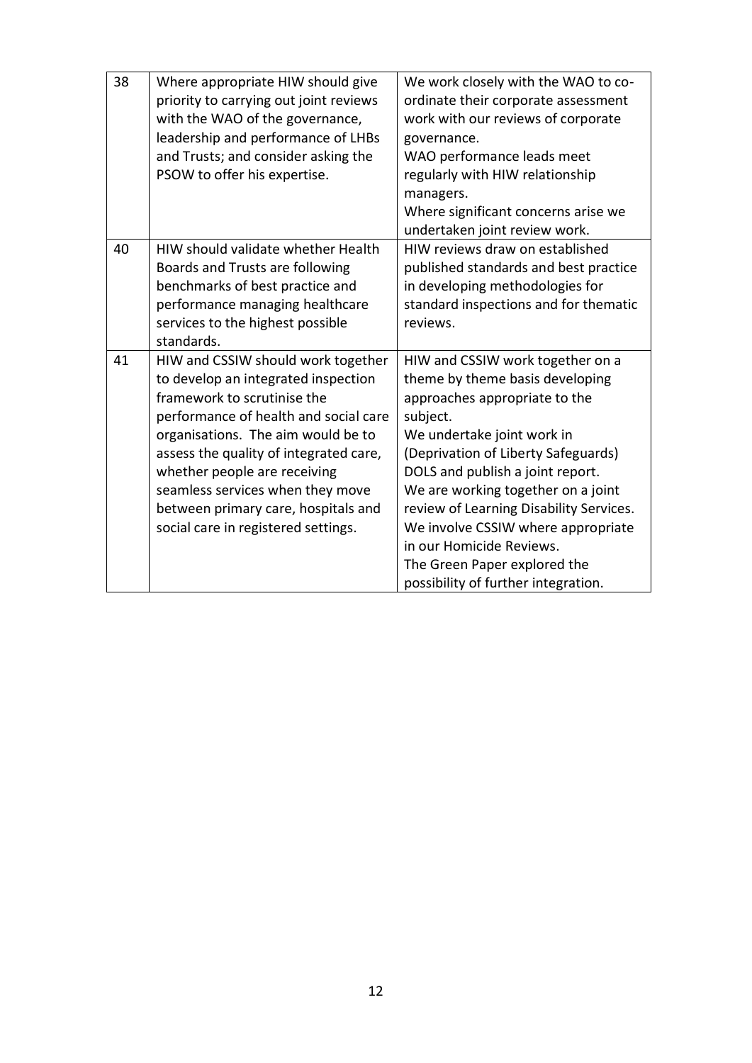| 38 | Where appropriate HIW should give priority to carrying out joint reviews with the WAO of the governance, leadership and performance of LHBs and Trusts; and consider asking the PSOW to offer his expertise. | We work closely with the WAO to co-ordinate their corporate assessment work with our reviews of corporate governance.<br>WAO performance leads meet regularly with HIW relationship managers.<br>Where significant concerns arise we undertaken joint review work. |
|---|---|---|
| 40 | HIW should validate whether Health Boards and Trusts are following benchmarks of best practice and performance managing healthcare services to the highest possible standards. | HIW reviews draw on established published standards and best practice in developing methodologies for standard inspections and for thematic reviews. |
| 41 | HIW and CSSIW should work together to develop an integrated inspection framework to scrutinise the performance of health and social care organisations. The aim would be to assess the quality of integrated care, whether people are receiving seamless services when they move between primary care, hospitals and social care in registered settings. | HIW and CSSIW work together on a theme by theme basis developing approaches appropriate to the subject.<br>We undertake joint work in (Deprivation of Liberty Safeguards) DOLS and publish a joint report.<br>We are working together on a joint review of Learning Disability Services.<br>We involve CSSIW where appropriate in our Homicide Reviews.<br>The Green Paper explored the possibility of further integration. |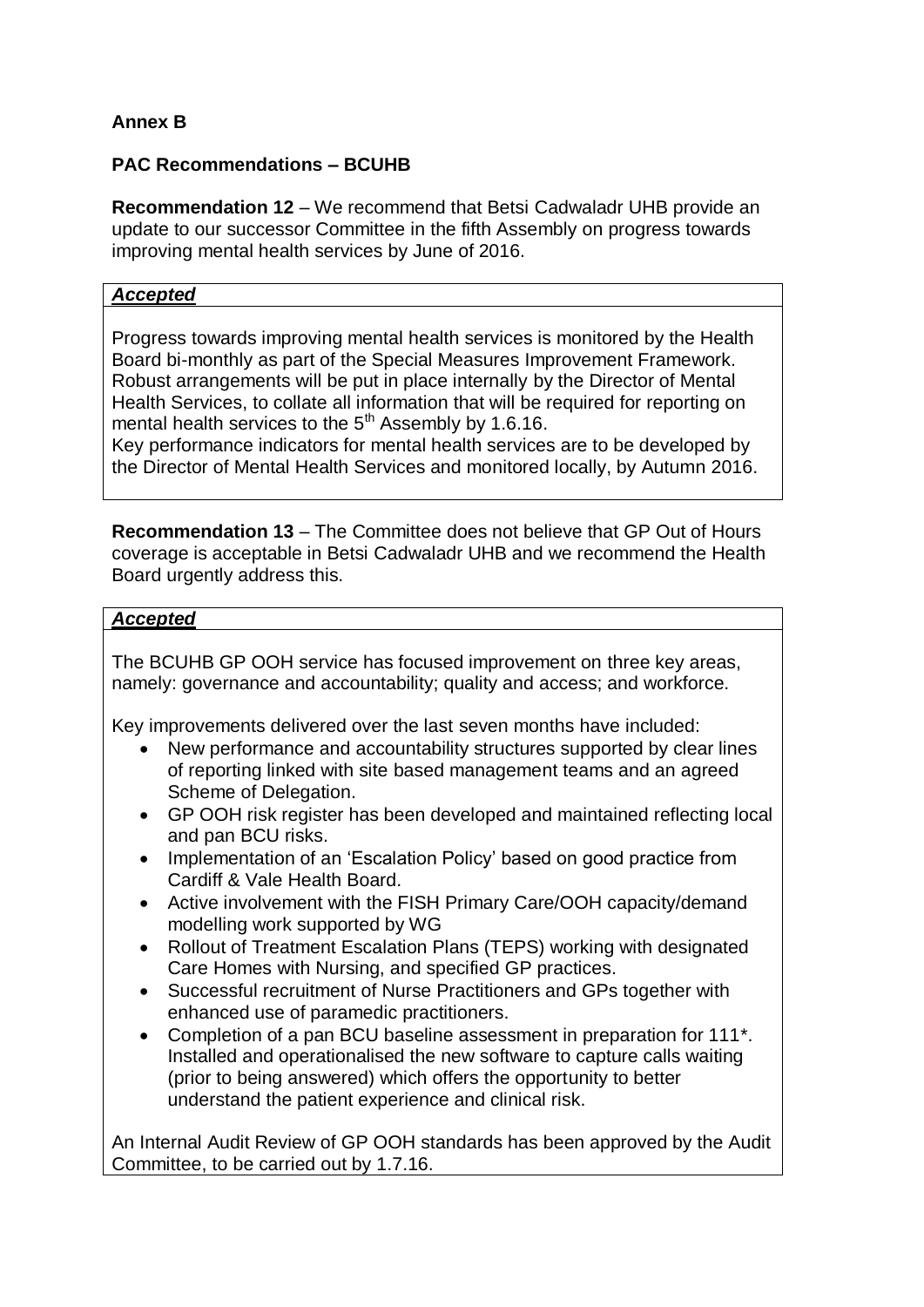**Annex B**

**PAC Recommendations – BCUHB**

**Recommendation 12** – We recommend that Betsi Cadwaladr UHB provide an update to our successor Committee in the fifth Assembly on progress towards improving mental health services by June of 2016.

| ***Accepted*** |
| --- |
| Progress towards improving mental health services is monitored by the Health Board bi-monthly as part of the Special Measures Improvement Framework. Robust arrangements will be put in place internally by the Director of Mental Health Services, to collate all information that will be required for reporting on mental health services to the 5th Assembly by 1.6.16.<br>Key performance indicators for mental health services are to be developed by the Director of Mental Health Services and monitored locally, by Autumn 2016. |

**Recommendation 13** – The Committee does not believe that GP Out of Hours coverage is acceptable in Betsi Cadwaladr UHB and we recommend the Health Board urgently address this.

| ***Accepted*** |
| --- |
| The BCUHB GP OOH service has focused improvement on three key areas, namely: governance and accountability; quality and access; and workforce.<br><br>Key improvements delivered over the last seven months have included:<br>• New performance and accountability structures supported by clear lines of reporting linked with site based management teams and an agreed Scheme of Delegation.<br>• GP OOH risk register has been developed and maintained reflecting local and pan BCU risks.<br>• Implementation of an 'Escalation Policy' based on good practice from Cardiff & Vale Health Board.<br>• Active involvement with the FISH Primary Care/OOH capacity/demand modelling work supported by WG<br>• Rollout of Treatment Escalation Plans (TEPS) working with designated Care Homes with Nursing, and specified GP practices.<br>• Successful recruitment of Nurse Practitioners and GPs together with enhanced use of paramedic practitioners.<br>• Completion of a pan BCU baseline assessment in preparation for 111*. Installed and operationalised the new software to capture calls waiting (prior to being answered) which offers the opportunity to better understand the patient experience and clinical risk.<br><br>An Internal Audit Review of GP OOH standards has been approved by the Audit Committee, to be carried out by 1.7.16. |